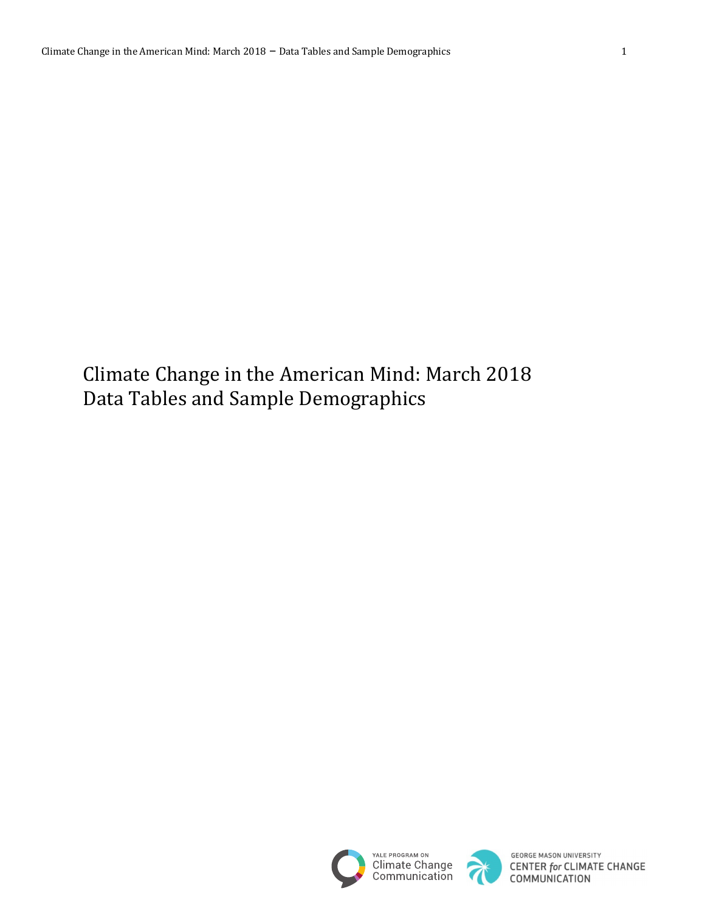# Climate Change in the American Mind: March 2018
# Data Tables and Sample Demographics

YALE PROGRAM ON Climate Change Communication

GEORGE MASON UNIVERSITY CENTER for CLIMATE CHANGE COMMUNICATION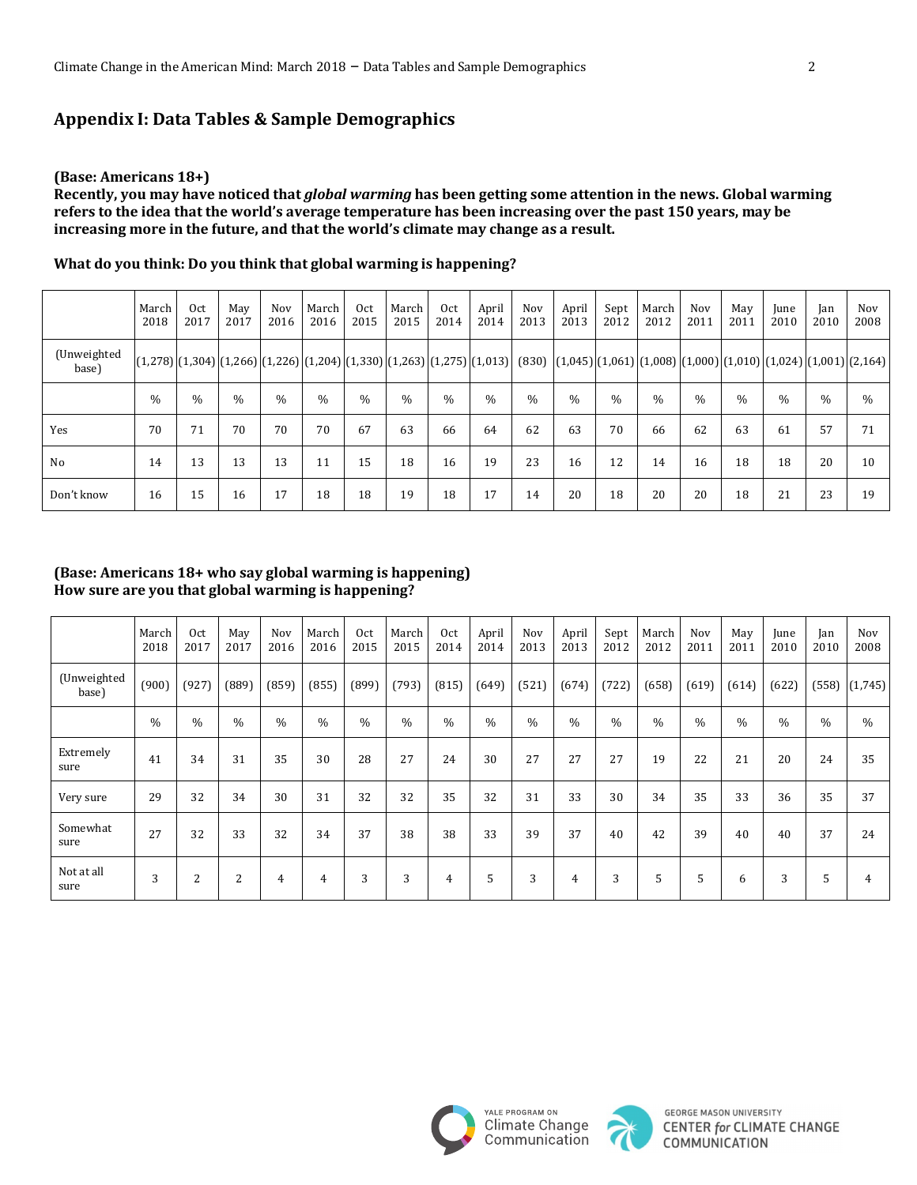## Appendix I: Data Tables & Sample Demographics

**(Base: Americans 18+)**
**Recently, you may have noticed that *global warming* has been getting some attention in the news. Global warming refers to the idea that the world's average temperature has been increasing over the past 150 years, may be increasing more in the future, and that the world's climate may change as a result.**

**What do you think: Do you think that global warming is happening?**

| | March 2018 | Oct 2017 | May 2017 | Nov 2016 | March 2016 | Oct 2015 | March 2015 | Oct 2014 | April 2014 | Nov 2013 | April 2013 | Sept 2012 | March 2012 | Nov 2011 | May 2011 | June 2010 | Jan 2010 | Nov 2008 |
|---|---|---|---|---|---|---|---|---|---|---|---|---|---|---|---|---|---|---|
| (Unweighted base) | (1,278) | (1,304) | (1,266) | (1,226) | (1,204) | (1,330) | (1,263) | (1,275) | (1,013) | (830) | (1,045) | (1,061) | (1,008) | (1,000) | (1,010) | (1,024) | (1,001) | (2,164) |
| | % | % | % | % | % | % | % | % | % | % | % | % | % | % | % | % | % | % |
| Yes | 70 | 71 | 70 | 70 | 70 | 67 | 63 | 66 | 64 | 62 | 63 | 70 | 66 | 62 | 63 | 61 | 57 | 71 |
| No | 14 | 13 | 13 | 13 | 11 | 15 | 18 | 16 | 19 | 23 | 16 | 12 | 14 | 16 | 18 | 18 | 20 | 10 |
| Don't know | 16 | 15 | 16 | 17 | 18 | 18 | 19 | 18 | 17 | 14 | 20 | 18 | 20 | 20 | 18 | 21 | 23 | 19 |

**(Base: Americans 18+ who say global warming is happening)**
**How sure are you that global warming is happening?**

| | March 2018 | Oct 2017 | May 2017 | Nov 2016 | March 2016 | Oct 2015 | March 2015 | Oct 2014 | April 2014 | Nov 2013 | April 2013 | Sept 2012 | March 2012 | Nov 2011 | May 2011 | June 2010 | Jan 2010 | Nov 2008 |
|---|---|---|---|---|---|---|---|---|---|---|---|---|---|---|---|---|---|---|
| (Unweighted base) | (900) | (927) | (889) | (859) | (855) | (899) | (793) | (815) | (649) | (521) | (674) | (722) | (658) | (619) | (614) | (622) | (558) | (1,745) |
| | % | % | % | % | % | % | % | % | % | % | % | % | % | % | % | % | % | % |
| Extremely sure | 41 | 34 | 31 | 35 | 30 | 28 | 27 | 24 | 30 | 27 | 27 | 27 | 19 | 22 | 21 | 20 | 24 | 35 |
| Very sure | 29 | 32 | 34 | 30 | 31 | 32 | 32 | 35 | 32 | 31 | 33 | 30 | 34 | 35 | 33 | 36 | 35 | 37 |
| Somewhat sure | 27 | 32 | 33 | 32 | 34 | 37 | 38 | 38 | 33 | 39 | 37 | 40 | 42 | 39 | 40 | 40 | 37 | 24 |
| Not at all sure | 3 | 2 | 2 | 4 | 4 | 3 | 3 | 4 | 5 | 3 | 4 | 3 | 5 | 5 | 6 | 3 | 5 | 4 |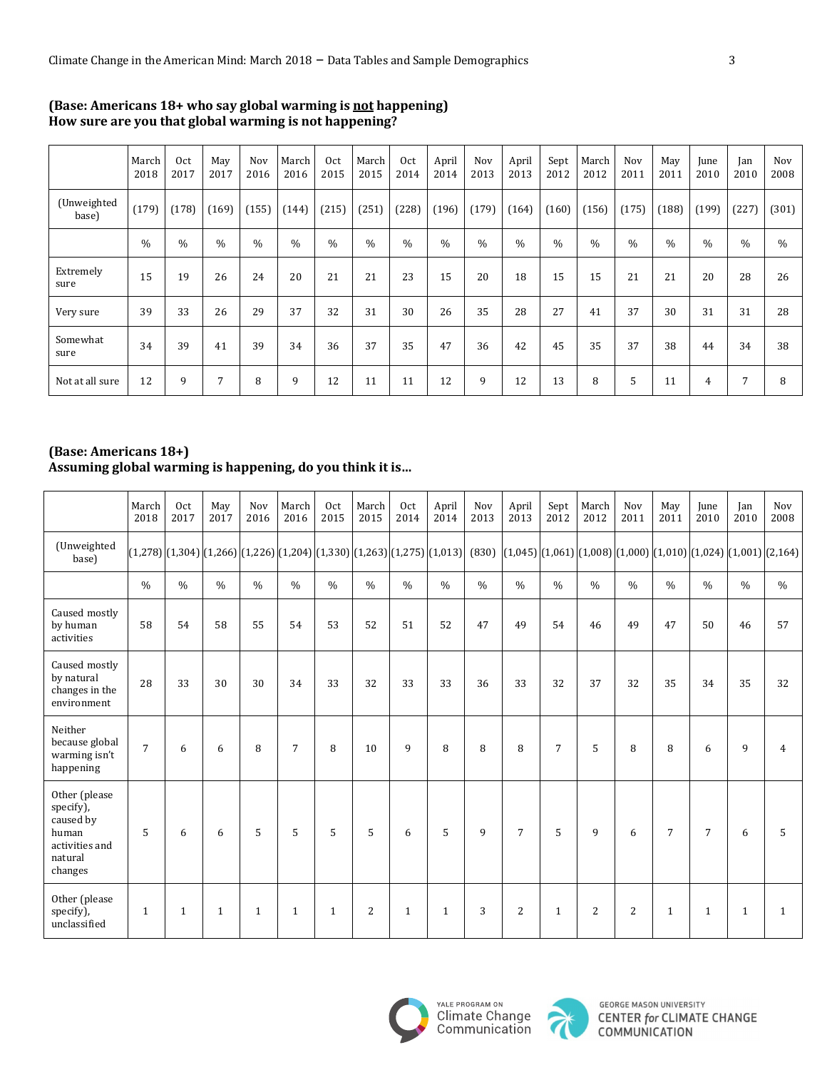**(Base: Americans 18+ who say global warming is not happening)**
**How sure are you that global warming is not happening?**

| | March 2018 | Oct 2017 | May 2017 | Nov 2016 | March 2016 | Oct 2015 | March 2015 | Oct 2014 | April 2014 | Nov 2013 | April 2013 | Sept 2012 | March 2012 | Nov 2011 | May 2011 | June 2010 | Jan 2010 | Nov 2008 |
|---|---|---|---|---|---|---|---|---|---|---|---|---|---|---|---|---|---|---|
| (Unweighted base) | (179) | (178) | (169) | (155) | (144) | (215) | (251) | (228) | (196) | (179) | (164) | (160) | (156) | (175) | (188) | (199) | (227) | (301) |
| | % | % | % | % | % | % | % | % | % | % | % | % | % | % | % | % | % | % |
| Extremely sure | 15 | 19 | 26 | 24 | 20 | 21 | 21 | 23 | 15 | 20 | 18 | 15 | 15 | 21 | 21 | 20 | 28 | 26 |
| Very sure | 39 | 33 | 26 | 29 | 37 | 32 | 31 | 30 | 26 | 35 | 28 | 27 | 41 | 37 | 30 | 31 | 31 | 28 |
| Somewhat sure | 34 | 39 | 41 | 39 | 34 | 36 | 37 | 35 | 47 | 36 | 42 | 45 | 35 | 37 | 38 | 44 | 34 | 38 |
| Not at all sure | 12 | 9 | 7 | 8 | 9 | 12 | 11 | 11 | 12 | 9 | 12 | 13 | 8 | 5 | 11 | 4 | 7 | 8 |

**(Base: Americans 18+)**
**Assuming global warming is happening, do you think it is...**

| | March 2018 | Oct 2017 | May 2017 | Nov 2016 | March 2016 | Oct 2015 | March 2015 | Oct 2014 | April 2014 | Nov 2013 | April 2013 | Sept 2012 | March 2012 | Nov 2011 | May 2011 | June 2010 | Jan 2010 | Nov 2008 |
|---|---|---|---|---|---|---|---|---|---|---|---|---|---|---|---|---|---|---|
| (Unweighted base) | (1,278) | (1,304) | (1,266) | (1,226) | (1,204) | (1,330) | (1,263) | (1,275) | (1,013) | (830) | (1,045) | (1,061) | (1,008) | (1,000) | (1,010) | (1,024) | (1,001) | (2,164) |
| | % | % | % | % | % | % | % | % | % | % | % | % | % | % | % | % | % | % |
| Caused mostly by human activities | 58 | 54 | 58 | 55 | 54 | 53 | 52 | 51 | 52 | 47 | 49 | 54 | 46 | 49 | 47 | 50 | 46 | 57 |
| Caused mostly by natural changes in the environment | 28 | 33 | 30 | 30 | 34 | 33 | 32 | 33 | 33 | 36 | 33 | 32 | 37 | 32 | 35 | 34 | 35 | 32 |
| Neither because global warming isn't happening | 7 | 6 | 6 | 8 | 7 | 8 | 10 | 9 | 8 | 8 | 8 | 7 | 5 | 8 | 8 | 6 | 9 | 4 |
| Other (please specify), caused by human activities and natural changes | 5 | 6 | 6 | 5 | 5 | 5 | 5 | 6 | 5 | 9 | 7 | 5 | 9 | 6 | 7 | 7 | 6 | 5 |
| Other (please specify), unclassified | 1 | 1 | 1 | 1 | 1 | 1 | 2 | 1 | 1 | 3 | 2 | 1 | 2 | 2 | 1 | 1 | 1 | 1 |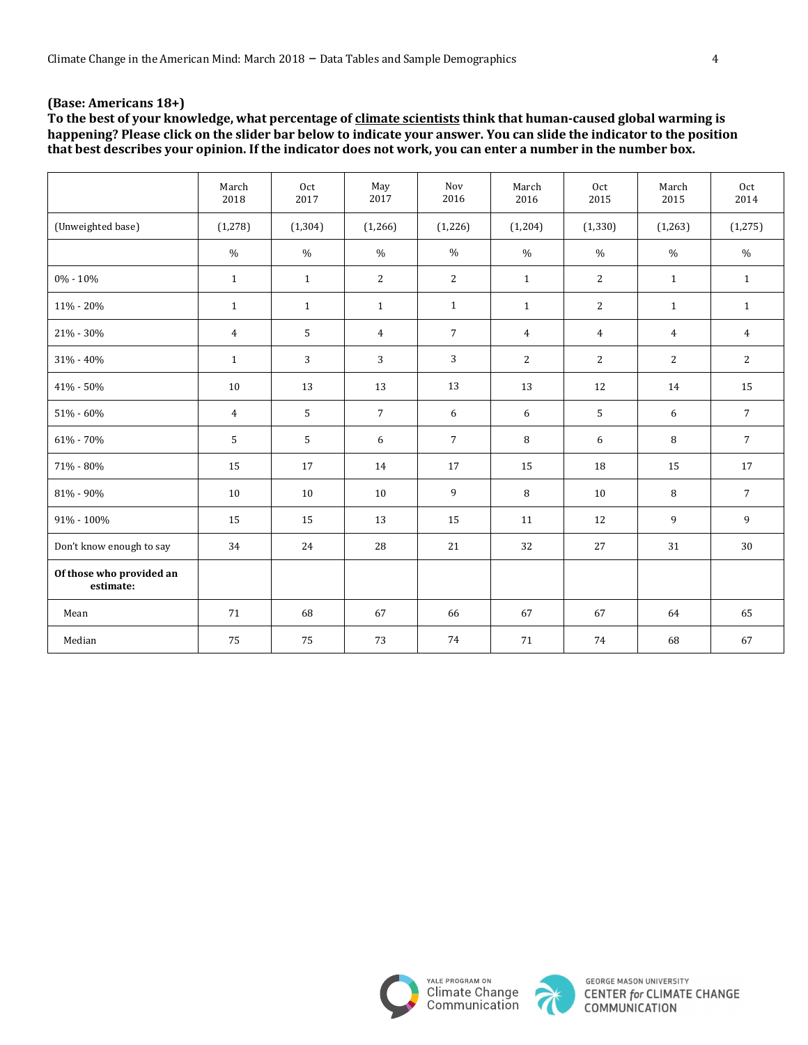**(Base: Americans 18+)**

**To the best of your knowledge, what percentage of climate scientists think that human-caused global warming is happening? Please click on the slider bar below to indicate your answer. You can slide the indicator to the position that best describes your opinion. If the indicator does not work, you can enter a number in the number box.**

| | March 2018 | Oct 2017 | May 2017 | Nov 2016 | March 2016 | Oct 2015 | March 2015 | Oct 2014 |
|---|---|---|---|---|---|---|---|---|
| (Unweighted base) | (1,278) | (1,304) | (1,266) | (1,226) | (1,204) | (1,330) | (1,263) | (1,275) |
| | % | % | % | % | % | % | % | % |
| 0% - 10% | 1 | 1 | 2 | 2 | 1 | 2 | 1 | 1 |
| 11% - 20% | 1 | 1 | 1 | 1 | 1 | 2 | 1 | 1 |
| 21% - 30% | 4 | 5 | 4 | 7 | 4 | 4 | 4 | 4 |
| 31% - 40% | 1 | 3 | 3 | 3 | 2 | 2 | 2 | 2 |
| 41% - 50% | 10 | 13 | 13 | 13 | 13 | 12 | 14 | 15 |
| 51% - 60% | 4 | 5 | 7 | 6 | 6 | 5 | 6 | 7 |
| 61% - 70% | 5 | 5 | 6 | 7 | 8 | 6 | 8 | 7 |
| 71% - 80% | 15 | 17 | 14 | 17 | 15 | 18 | 15 | 17 |
| 81% - 90% | 10 | 10 | 10 | 9 | 8 | 10 | 8 | 7 |
| 91% - 100% | 15 | 15 | 13 | 15 | 11 | 12 | 9 | 9 |
| Don't know enough to say | 34 | 24 | 28 | 21 | 32 | 27 | 31 | 30 |
| **Of those who provided an estimate:** | | | | | | | | |
| Mean | 71 | 68 | 67 | 66 | 67 | 67 | 64 | 65 |
| Median | 75 | 75 | 73 | 74 | 71 | 74 | 68 | 67 |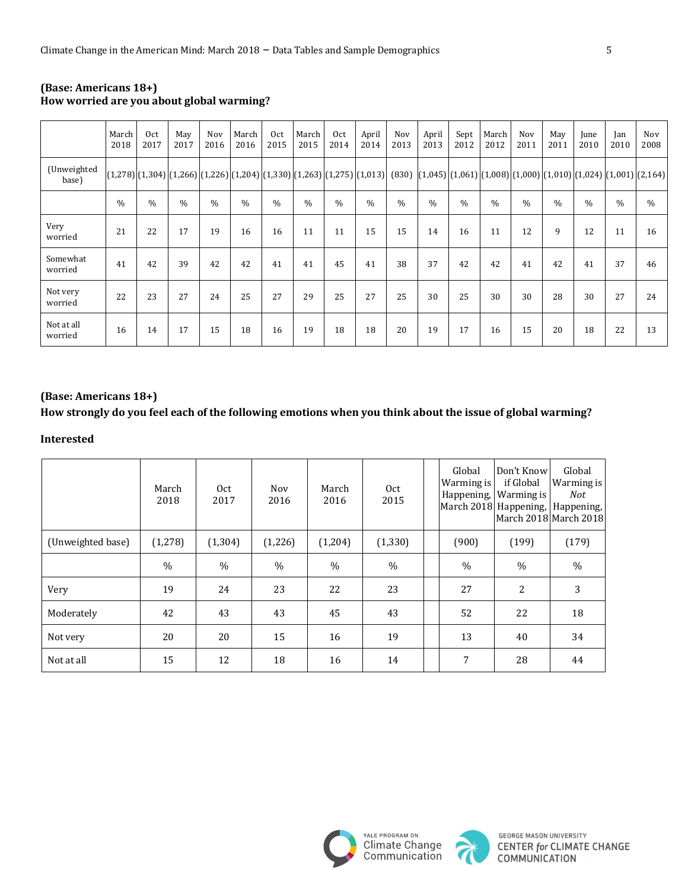**(Base: Americans 18+)**
**How worried are you about global warming?**

| | March 2018 | Oct 2017 | May 2017 | Nov 2016 | March 2016 | Oct 2015 | March 2015 | Oct 2014 | April 2014 | Nov 2013 | April 2013 | Sept 2012 | March 2012 | Nov 2011 | May 2011 | June 2010 | Jan 2010 | Nov 2008 |
|---|---|---|---|---|---|---|---|---|---|---|---|---|---|---|---|---|---|---|
| (Unweighted base) | (1,278) | (1,304) | (1,266) | (1,226) | (1,204) | (1,330) | (1,263) | (1,275) | (1,013) | (830) | (1,045) | (1,061) | (1,008) | (1,000) | (1,010) | (1,024) | (1,001) | (2,164) |
| | % | % | % | % | % | % | % | % | % | % | % | % | % | % | % | % | % | % |
| Very worried | 21 | 22 | 17 | 19 | 16 | 16 | 11 | 11 | 15 | 15 | 14 | 16 | 11 | 12 | 9 | 12 | 11 | 16 |
| Somewhat worried | 41 | 42 | 39 | 42 | 42 | 41 | 41 | 45 | 41 | 38 | 37 | 42 | 42 | 41 | 42 | 41 | 37 | 46 |
| Not very worried | 22 | 23 | 27 | 24 | 25 | 27 | 29 | 25 | 27 | 25 | 30 | 25 | 30 | 30 | 28 | 30 | 27 | 24 |
| Not at all worried | 16 | 14 | 17 | 15 | 18 | 16 | 19 | 18 | 18 | 20 | 19 | 17 | 16 | 15 | 20 | 18 | 22 | 13 |

**(Base: Americans 18+)**
**How strongly do you feel each of the following emotions when you think about the issue of global warming?**

**Interested**

| | March 2018 | Oct 2017 | Nov 2016 | March 2016 | Oct 2015 | | Global Warming is Happening, March 2018 | Don't Know if Global Warming is Happening, March 2018 | Global Warming is *Not* Happening, March 2018 |
|---|---|---|---|---|---|---|---|---|---|
| (Unweighted base) | (1,278) | (1,304) | (1,226) | (1,204) | (1,330) | | (900) | (199) | (179) |
| | % | % | % | % | % | | % | % | % |
| Very | 19 | 24 | 23 | 22 | 23 | | 27 | 2 | 3 |
| Moderately | 42 | 43 | 43 | 45 | 43 | | 52 | 22 | 18 |
| Not very | 20 | 20 | 15 | 16 | 19 | | 13 | 40 | 34 |
| Not at all | 15 | 12 | 18 | 16 | 14 | | 7 | 28 | 44 |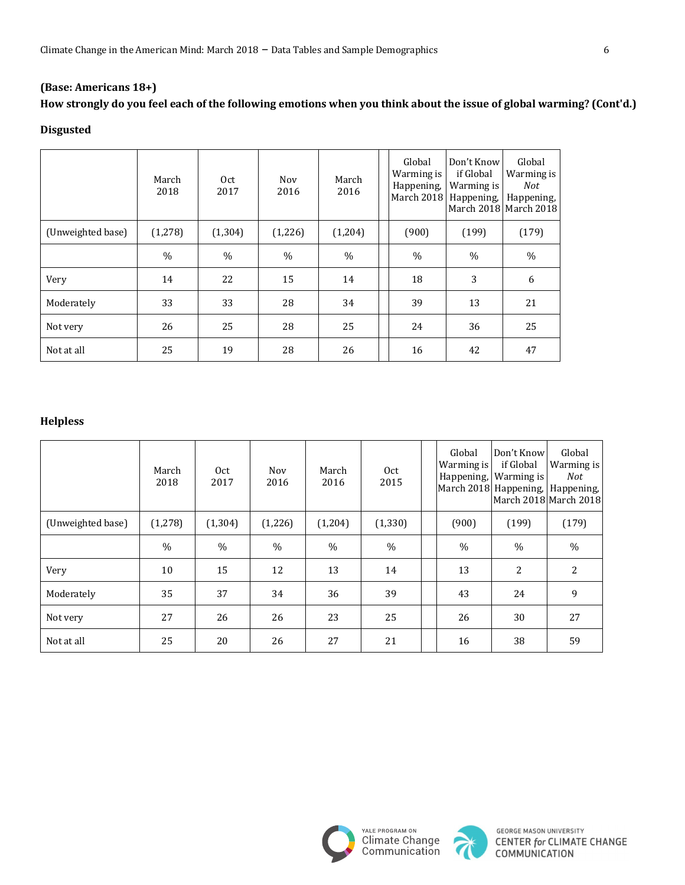**(Base: Americans 18+)**

**How strongly do you feel each of the following emotions when you think about the issue of global warming? (Cont'd.)**

**Disgusted**

| | March 2018 | Oct 2017 | Nov 2016 | March 2016 | Global Warming is Happening, March 2018 | Don't Know if Global Warming is Happening, March 2018 | Global Warming is *Not* Happening, March 2018 |
|---|---|---|---|---|---|---|---|
| (Unweighted base) | (1,278) | (1,304) | (1,226) | (1,204) | (900) | (199) | (179) |
| | % | % | % | % | % | % | % |
| Very | 14 | 22 | 15 | 14 | 18 | 3 | 6 |
| Moderately | 33 | 33 | 28 | 34 | 39 | 13 | 21 |
| Not very | 26 | 25 | 28 | 25 | 24 | 36 | 25 |
| Not at all | 25 | 19 | 28 | 26 | 16 | 42 | 47 |

**Helpless**

| | March 2018 | Oct 2017 | Nov 2016 | March 2016 | Oct 2015 | Global Warming is Happening, March 2018 | Don't Know if Global Warming is Happening, March 2018 | Global Warming is *Not* Happening, March 2018 |
|---|---|---|---|---|---|---|---|---|
| (Unweighted base) | (1,278) | (1,304) | (1,226) | (1,204) | (1,330) | (900) | (199) | (179) |
| | % | % | % | % | % | % | % | % |
| Very | 10 | 15 | 12 | 13 | 14 | 13 | 2 | 2 |
| Moderately | 35 | 37 | 34 | 36 | 39 | 43 | 24 | 9 |
| Not very | 27 | 26 | 26 | 23 | 25 | 26 | 30 | 27 |
| Not at all | 25 | 20 | 26 | 27 | 21 | 16 | 38 | 59 |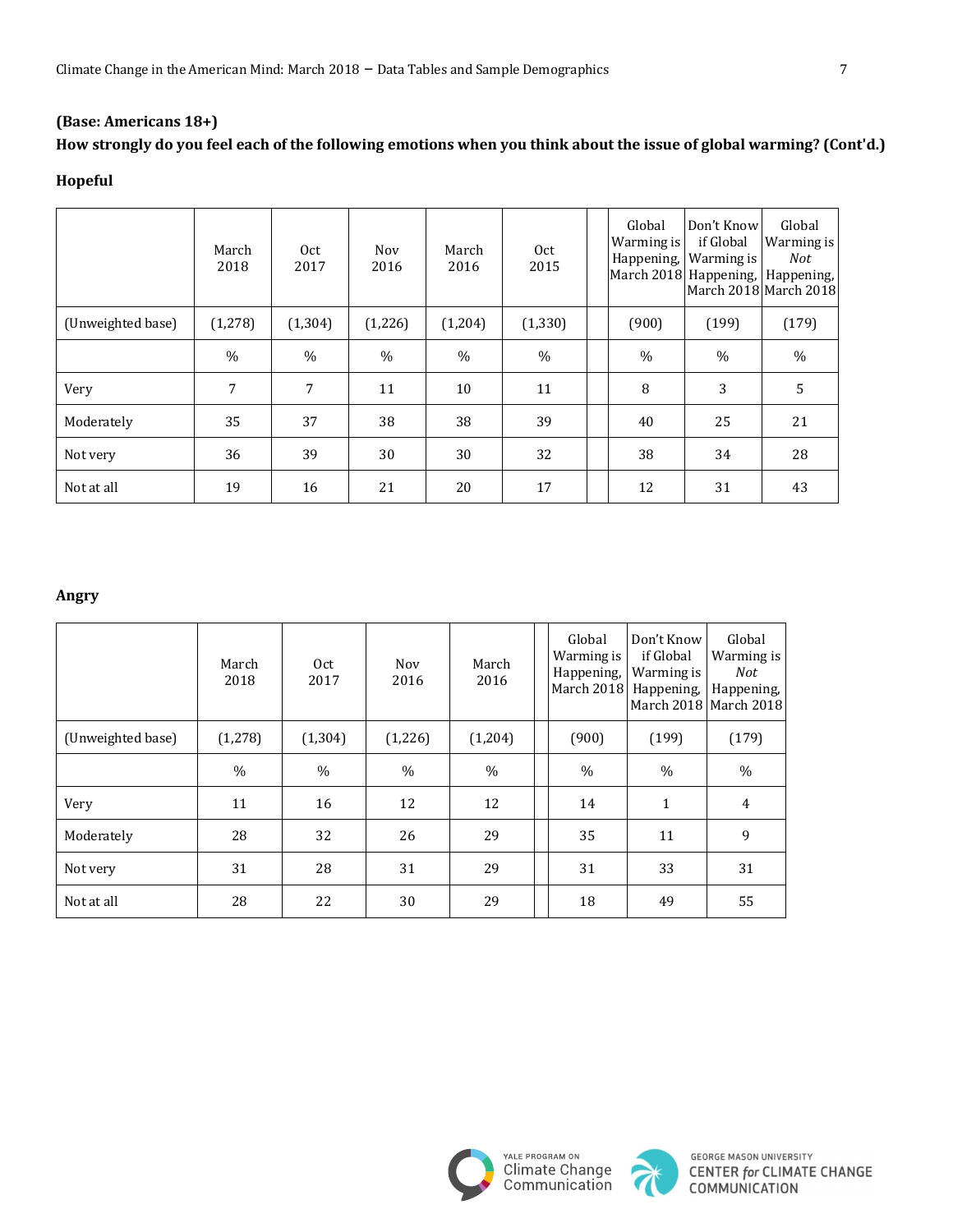**(Base: Americans 18+)**

**How strongly do you feel each of the following emotions when you think about the issue of global warming? (Cont'd.)**

**Hopeful**

| | March 2018 | Oct 2017 | Nov 2016 | March 2016 | Oct 2015 | Global Warming is Happening, March 2018 | Don't Know if Global Warming is Happening, March 2018 | Global Warming is *Not* Happening, March 2018 |
|---|---|---|---|---|---|---|---|---|
| (Unweighted base) | (1,278) | (1,304) | (1,226) | (1,204) | (1,330) | (900) | (199) | (179) |
| | % | % | % | % | % | % | % | % |
| Very | 7 | 7 | 11 | 10 | 11 | 8 | 3 | 5 |
| Moderately | 35 | 37 | 38 | 38 | 39 | 40 | 25 | 21 |
| Not very | 36 | 39 | 30 | 30 | 32 | 38 | 34 | 28 |
| Not at all | 19 | 16 | 21 | 20 | 17 | 12 | 31 | 43 |

**Angry**

| | March 2018 | Oct 2017 | Nov 2016 | March 2016 | Global Warming is Happening, March 2018 | Don't Know if Global Warming is Happening, March 2018 | Global Warming is *Not* Happening, March 2018 |
|---|---|---|---|---|---|---|---|
| (Unweighted base) | (1,278) | (1,304) | (1,226) | (1,204) | (900) | (199) | (179) |
| | % | % | % | % | % | % | % |
| Very | 11 | 16 | 12 | 12 | 14 | 1 | 4 |
| Moderately | 28 | 32 | 26 | 29 | 35 | 11 | 9 |
| Not very | 31 | 28 | 31 | 29 | 31 | 33 | 31 |
| Not at all | 28 | 22 | 30 | 29 | 18 | 49 | 55 |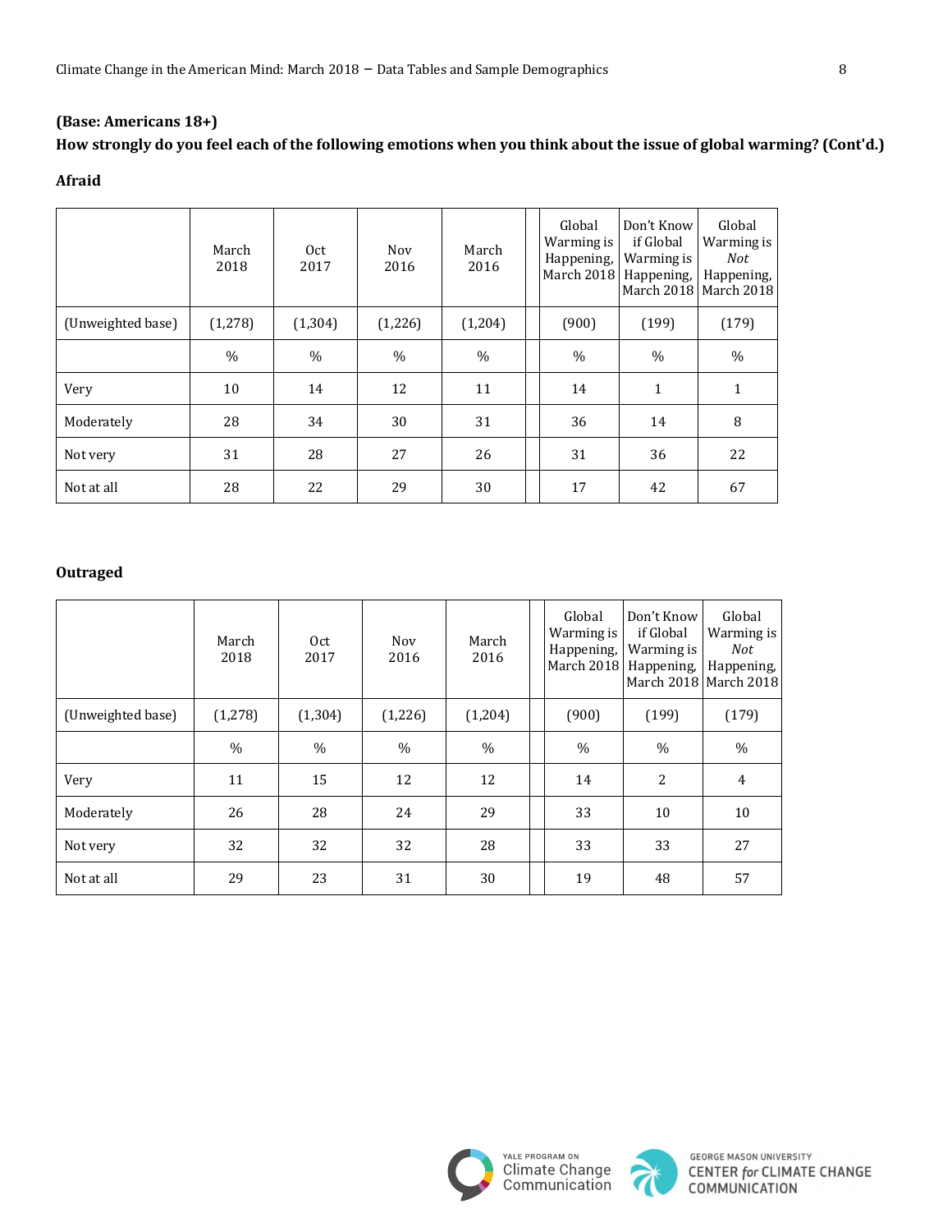**(Base: Americans 18+)**

**How strongly do you feel each of the following emotions when you think about the issue of global warming? (Cont'd.)**

**Afraid**

| | March 2018 | Oct 2017 | Nov 2016 | March 2016 | Global Warming is Happening, March 2018 | Don't Know if Global Warming is Happening, March 2018 | Global Warming is *Not* Happening, March 2018 |
|---|---|---|---|---|---|---|---|
| (Unweighted base) | (1,278) | (1,304) | (1,226) | (1,204) | (900) | (199) | (179) |
| | % | % | % | % | % | % | % |
| Very | 10 | 14 | 12 | 11 | 14 | 1 | 1 |
| Moderately | 28 | 34 | 30 | 31 | 36 | 14 | 8 |
| Not very | 31 | 28 | 27 | 26 | 31 | 36 | 22 |
| Not at all | 28 | 22 | 29 | 30 | 17 | 42 | 67 |

**Outraged**

| | March 2018 | Oct 2017 | Nov 2016 | March 2016 | Global Warming is Happening, March 2018 | Don't Know if Global Warming is Happening, March 2018 | Global Warming is *Not* Happening, March 2018 |
|---|---|---|---|---|---|---|---|
| (Unweighted base) | (1,278) | (1,304) | (1,226) | (1,204) | (900) | (199) | (179) |
| | % | % | % | % | % | % | % |
| Very | 11 | 15 | 12 | 12 | 14 | 2 | 4 |
| Moderately | 26 | 28 | 24 | 29 | 33 | 10 | 10 |
| Not very | 32 | 32 | 32 | 28 | 33 | 33 | 27 |
| Not at all | 29 | 23 | 31 | 30 | 19 | 48 | 57 |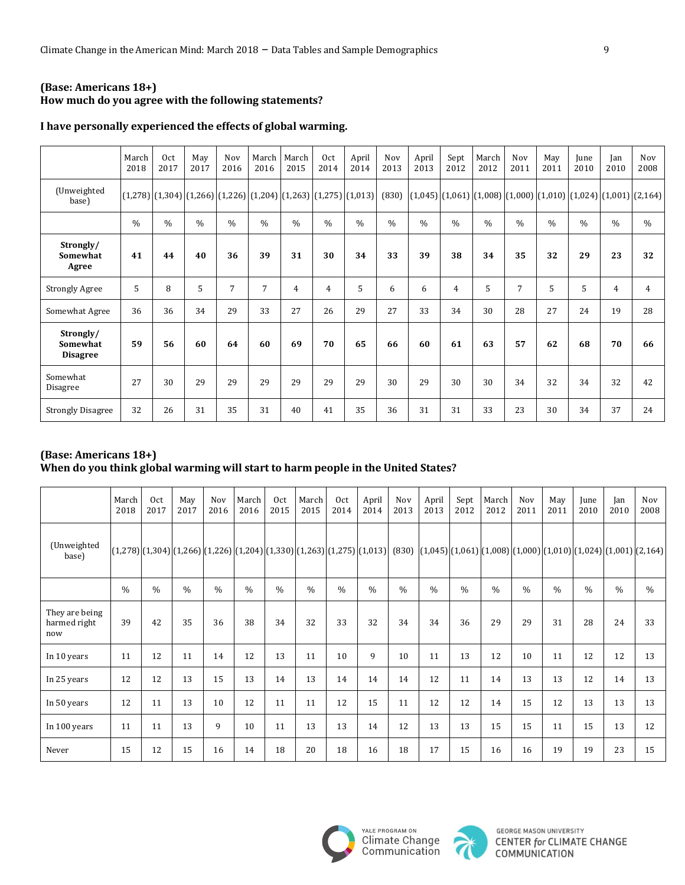**(Base: Americans 18+)**
**How much do you agree with the following statements?**

**I have personally experienced the effects of global warming.**

| | March 2018 | Oct 2017 | May 2017 | Nov 2016 | March 2016 | March 2015 | Oct 2014 | April 2014 | Nov 2013 | April 2013 | Sept 2012 | March 2012 | Nov 2011 | May 2011 | June 2010 | Jan 2010 | Nov 2008 |
|---|---|---|---|---|---|---|---|---|---|---|---|---|---|---|---|---|---|
| (Unweighted base) | (1,278) | (1,304) | (1,266) | (1,226) | (1,204) | (1,263) | (1,275) | (1,013) | (830) | (1,045) | (1,061) | (1,008) | (1,000) | (1,010) | (1,024) | (1,001) | (2,164) |
| | % | % | % | % | % | % | % | % | % | % | % | % | % | % | % | % | % |
| **Strongly/ Somewhat Agree** | **41** | **44** | **40** | **36** | **39** | **31** | **30** | **34** | **33** | **39** | **38** | **34** | **35** | **32** | **29** | **23** | **32** |
| Strongly Agree | 5 | 8 | 5 | 7 | 7 | 4 | 4 | 5 | 6 | 6 | 4 | 5 | 7 | 5 | 5 | 4 | 4 |
| Somewhat Agree | 36 | 36 | 34 | 29 | 33 | 27 | 26 | 29 | 27 | 33 | 34 | 30 | 28 | 27 | 24 | 19 | 28 |
| **Strongly/ Somewhat Disagree** | **59** | **56** | **60** | **64** | **60** | **69** | **70** | **65** | **66** | **60** | **61** | **63** | **57** | **62** | **68** | **70** | **66** |
| Somewhat Disagree | 27 | 30 | 29 | 29 | 29 | 29 | 29 | 29 | 30 | 29 | 30 | 30 | 34 | 32 | 34 | 32 | 42 |
| Strongly Disagree | 32 | 26 | 31 | 35 | 31 | 40 | 41 | 35 | 36 | 31 | 31 | 33 | 23 | 30 | 34 | 37 | 24 |

**(Base: Americans 18+)**
**When do you think global warming will start to harm people in the United States?**

| | March 2018 | Oct 2017 | May 2017 | Nov 2016 | March 2016 | Oct 2015 | March 2015 | Oct 2014 | April 2014 | Nov 2013 | April 2013 | Sept 2012 | March 2012 | Nov 2011 | May 2011 | June 2010 | Jan 2010 | Nov 2008 |
|---|---|---|---|---|---|---|---|---|---|---|---|---|---|---|---|---|---|---|
| (Unweighted base) | (1,278) | (1,304) | (1,266) | (1,226) | (1,204) | (1,330) | (1,263) | (1,275) | (1,013) | (830) | (1,045) | (1,061) | (1,008) | (1,000) | (1,010) | (1,024) | (1,001) | (2,164) |
| | % | % | % | % | % | % | % | % | % | % | % | % | % | % | % | % | % | % |
| They are being harmed right now | 39 | 42 | 35 | 36 | 38 | 34 | 32 | 33 | 32 | 34 | 34 | 36 | 29 | 29 | 31 | 28 | 24 | 33 |
| In 10 years | 11 | 12 | 11 | 14 | 12 | 13 | 11 | 10 | 9 | 10 | 11 | 13 | 12 | 10 | 11 | 12 | 12 | 13 |
| In 25 years | 12 | 12 | 13 | 15 | 13 | 14 | 13 | 14 | 14 | 14 | 12 | 11 | 14 | 13 | 13 | 12 | 14 | 13 |
| In 50 years | 12 | 11 | 13 | 10 | 12 | 11 | 11 | 12 | 15 | 11 | 12 | 12 | 14 | 15 | 12 | 13 | 13 | 13 |
| In 100 years | 11 | 11 | 13 | 9 | 10 | 11 | 13 | 13 | 14 | 12 | 13 | 13 | 15 | 15 | 11 | 15 | 13 | 12 |
| Never | 15 | 12 | 15 | 16 | 14 | 18 | 20 | 18 | 16 | 18 | 17 | 15 | 16 | 16 | 19 | 19 | 23 | 15 |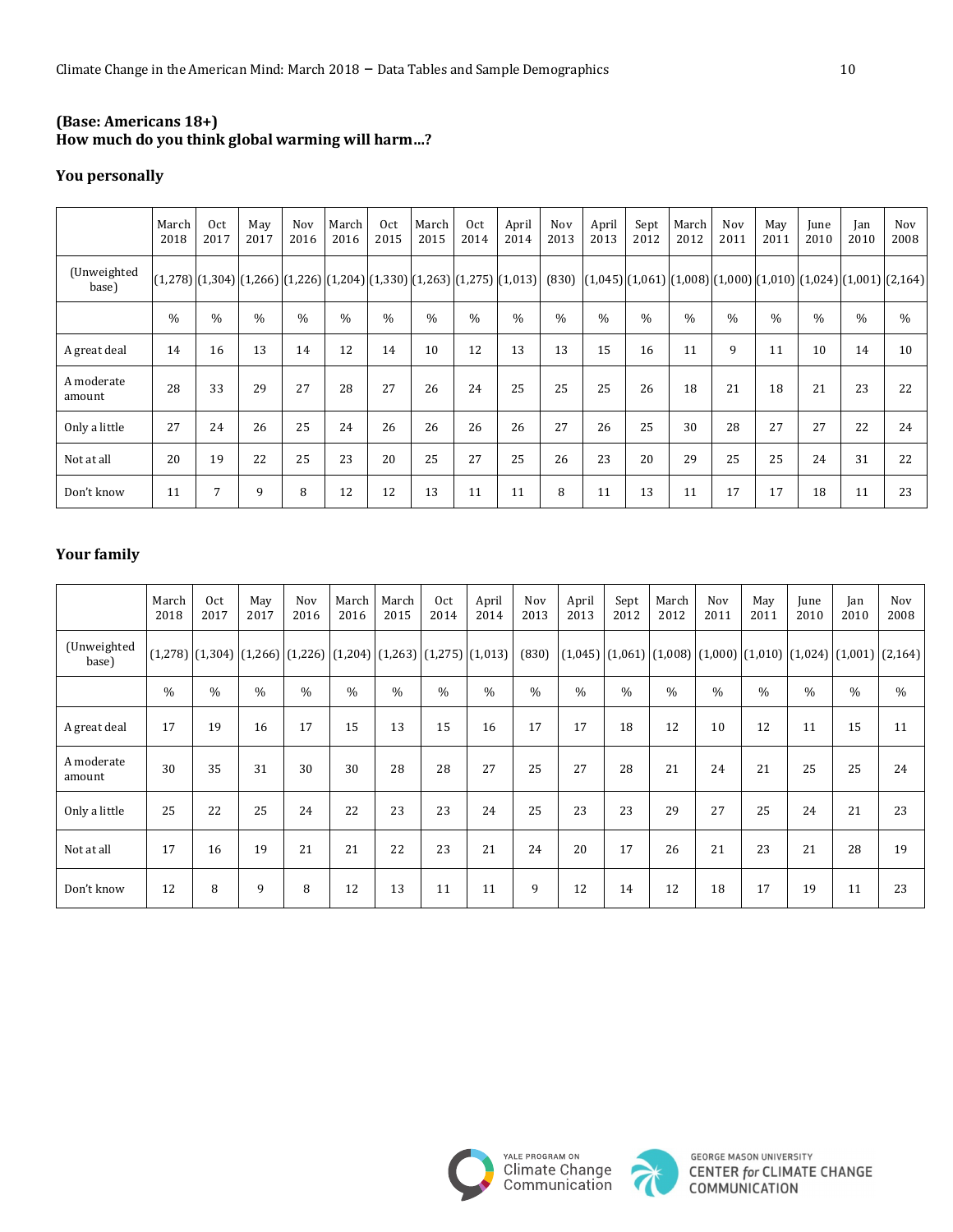**(Base: Americans 18+)**
**How much do you think global warming will harm…?**

**You personally**

| | March 2018 | Oct 2017 | May 2017 | Nov 2016 | March 2016 | Oct 2015 | March 2015 | Oct 2014 | April 2014 | Nov 2013 | April 2013 | Sept 2012 | March 2012 | Nov 2011 | May 2011 | June 2010 | Jan 2010 | Nov 2008 |
|---|---|---|---|---|---|---|---|---|---|---|---|---|---|---|---|---|---|---|
| (Unweighted base) | (1,278) | (1,304) | (1,266) | (1,226) | (1,204) | (1,330) | (1,263) | (1,275) | (1,013) | (830) | (1,045) | (1,061) | (1,008) | (1,000) | (1,010) | (1,024) | (1,001) | (2,164) |
| | % | % | % | % | % | % | % | % | % | % | % | % | % | % | % | % | % | % |
| A great deal | 14 | 16 | 13 | 14 | 12 | 14 | 10 | 12 | 13 | 13 | 15 | 16 | 11 | 9 | 11 | 10 | 14 | 10 |
| A moderate amount | 28 | 33 | 29 | 27 | 28 | 27 | 26 | 24 | 25 | 25 | 25 | 26 | 18 | 21 | 18 | 21 | 23 | 22 |
| Only a little | 27 | 24 | 26 | 25 | 24 | 26 | 26 | 26 | 26 | 27 | 26 | 25 | 30 | 28 | 27 | 27 | 22 | 24 |
| Not at all | 20 | 19 | 22 | 25 | 23 | 20 | 25 | 27 | 25 | 26 | 23 | 20 | 29 | 25 | 25 | 24 | 31 | 22 |
| Don't know | 11 | 7 | 9 | 8 | 12 | 12 | 13 | 11 | 11 | 8 | 11 | 13 | 11 | 17 | 17 | 18 | 11 | 23 |

**Your family**

| | March 2018 | Oct 2017 | May 2017 | Nov 2016 | March 2016 | March 2015 | Oct 2014 | April 2014 | Nov 2013 | April 2013 | Sept 2012 | March 2012 | Nov 2011 | May 2011 | June 2010 | Jan 2010 | Nov 2008 |
|---|---|---|---|---|---|---|---|---|---|---|---|---|---|---|---|---|---|
| (Unweighted base) | (1,278) | (1,304) | (1,266) | (1,226) | (1,204) | (1,263) | (1,275) | (1,013) | (830) | (1,045) | (1,061) | (1,008) | (1,000) | (1,010) | (1,024) | (1,001) | (2,164) |
| | % | % | % | % | % | % | % | % | % | % | % | % | % | % | % | % | % |
| A great deal | 17 | 19 | 16 | 17 | 15 | 13 | 15 | 16 | 17 | 17 | 18 | 12 | 10 | 12 | 11 | 15 | 11 |
| A moderate amount | 30 | 35 | 31 | 30 | 30 | 28 | 28 | 27 | 25 | 27 | 28 | 21 | 24 | 21 | 25 | 25 | 24 |
| Only a little | 25 | 22 | 25 | 24 | 22 | 23 | 23 | 24 | 25 | 23 | 23 | 29 | 27 | 25 | 24 | 21 | 23 |
| Not at all | 17 | 16 | 19 | 21 | 21 | 22 | 23 | 21 | 24 | 20 | 17 | 26 | 21 | 23 | 21 | 28 | 19 |
| Don't know | 12 | 8 | 9 | 8 | 12 | 13 | 11 | 11 | 9 | 12 | 14 | 12 | 18 | 17 | 19 | 11 | 23 |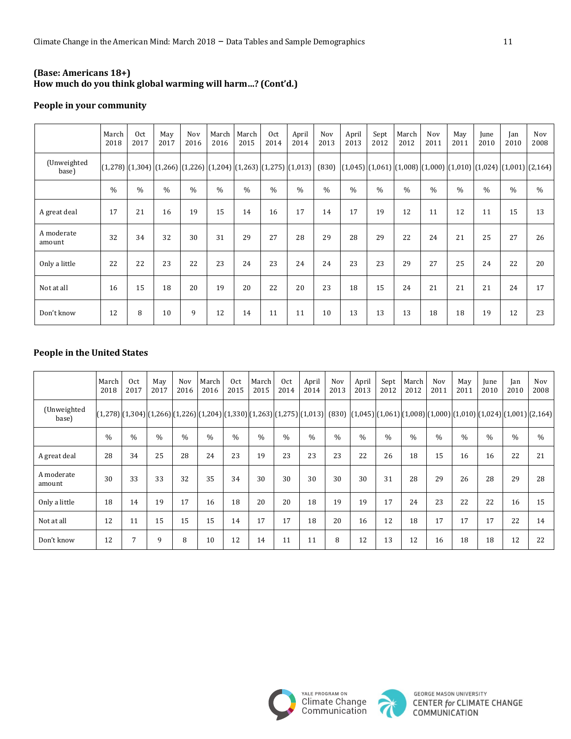**(Base: Americans 18+)**
**How much do you think global warming will harm…? (Cont'd.)**

**People in your community**

| | March 2018 | Oct 2017 | May 2017 | Nov 2016 | March 2016 | March 2015 | Oct 2014 | April 2014 | Nov 2013 | April 2013 | Sept 2012 | March 2012 | Nov 2011 | May 2011 | June 2010 | Jan 2010 | Nov 2008 |
|---|---|---|---|---|---|---|---|---|---|---|---|---|---|---|---|---|---|
| (Unweighted base) | (1,278) | (1,304) | (1,266) | (1,226) | (1,204) | (1,263) | (1,275) | (1,013) | (830) | (1,045) | (1,061) | (1,008) | (1,000) | (1,010) | (1,024) | (1,001) | (2,164) |
| | % | % | % | % | % | % | % | % | % | % | % | % | % | % | % | % | % |
| A great deal | 17 | 21 | 16 | 19 | 15 | 14 | 16 | 17 | 14 | 17 | 19 | 12 | 11 | 12 | 11 | 15 | 13 |
| A moderate amount | 32 | 34 | 32 | 30 | 31 | 29 | 27 | 28 | 29 | 28 | 29 | 22 | 24 | 21 | 25 | 27 | 26 |
| Only a little | 22 | 22 | 23 | 22 | 23 | 24 | 23 | 24 | 24 | 23 | 23 | 29 | 27 | 25 | 24 | 22 | 20 |
| Not at all | 16 | 15 | 18 | 20 | 19 | 20 | 22 | 20 | 23 | 18 | 15 | 24 | 21 | 21 | 21 | 24 | 17 |
| Don't know | 12 | 8 | 10 | 9 | 12 | 14 | 11 | 11 | 10 | 13 | 13 | 13 | 18 | 18 | 19 | 12 | 23 |

**People in the United States**

| | March 2018 | Oct 2017 | May 2017 | Nov 2016 | March 2016 | Oct 2015 | March 2015 | Oct 2014 | April 2014 | Nov 2013 | April 2013 | Sept 2012 | March 2012 | Nov 2011 | May 2011 | June 2010 | Jan 2010 | Nov 2008 |
|---|---|---|---|---|---|---|---|---|---|---|---|---|---|---|---|---|---|---|
| (Unweighted base) | (1,278) | (1,304) | (1,266) | (1,226) | (1,204) | (1,330) | (1,263) | (1,275) | (1,013) | (830) | (1,045) | (1,061) | (1,008) | (1,000) | (1,010) | (1,024) | (1,001) | (2,164) |
| | % | % | % | % | % | % | % | % | % | % | % | % | % | % | % | % | % | % |
| A great deal | 28 | 34 | 25 | 28 | 24 | 23 | 19 | 23 | 23 | 23 | 22 | 26 | 18 | 15 | 16 | 16 | 22 | 21 |
| A moderate amount | 30 | 33 | 33 | 32 | 35 | 34 | 30 | 30 | 30 | 30 | 30 | 31 | 28 | 29 | 26 | 28 | 29 | 28 |
| Only a little | 18 | 14 | 19 | 17 | 16 | 18 | 20 | 20 | 18 | 19 | 19 | 17 | 24 | 23 | 22 | 22 | 16 | 15 |
| Not at all | 12 | 11 | 15 | 15 | 15 | 14 | 17 | 17 | 18 | 20 | 16 | 12 | 18 | 17 | 17 | 17 | 22 | 14 |
| Don't know | 12 | 7 | 9 | 8 | 10 | 12 | 14 | 11 | 11 | 8 | 12 | 13 | 12 | 16 | 18 | 18 | 12 | 22 |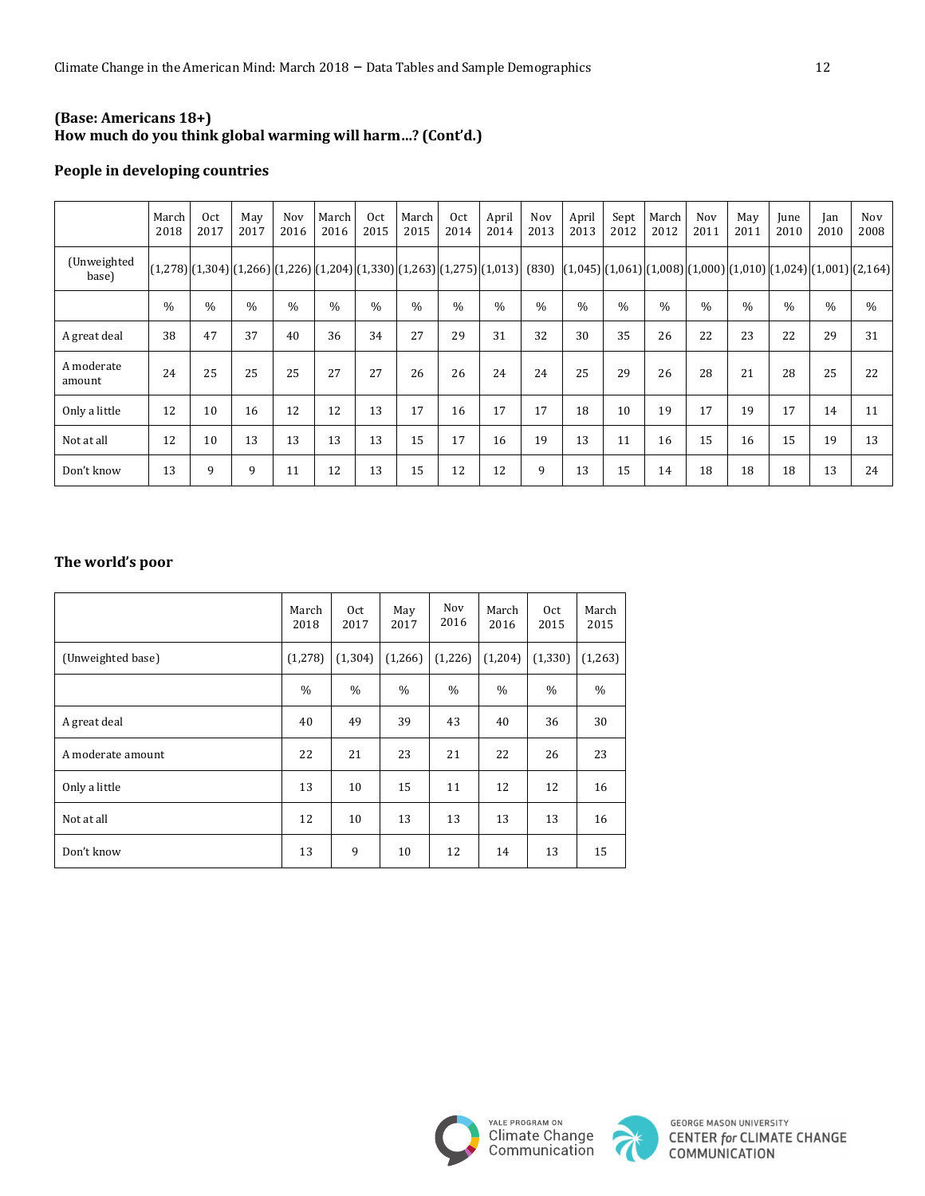**(Base: Americans 18+)**
**How much do you think global warming will harm…? (Cont'd.)**

### People in developing countries

| | March 2018 | Oct 2017 | May 2017 | Nov 2016 | March 2016 | Oct 2015 | March 2015 | Oct 2014 | April 2014 | Nov 2013 | April 2013 | Sept 2012 | March 2012 | Nov 2011 | May 2011 | June 2010 | Jan 2010 | Nov 2008 |
|---|---|---|---|---|---|---|---|---|---|---|---|---|---|---|---|---|---|---|
| (Unweighted base) | (1,278) | (1,304) | (1,266) | (1,226) | (1,204) | (1,330) | (1,263) | (1,275) | (1,013) | (830) | (1,045) | (1,061) | (1,008) | (1,000) | (1,010) | (1,024) | (1,001) | (2,164) |
| | % | % | % | % | % | % | % | % | % | % | % | % | % | % | % | % | % | % |
| A great deal | 38 | 47 | 37 | 40 | 36 | 34 | 27 | 29 | 31 | 32 | 30 | 35 | 26 | 22 | 23 | 22 | 29 | 31 |
| A moderate amount | 24 | 25 | 25 | 25 | 27 | 27 | 26 | 26 | 24 | 24 | 25 | 29 | 26 | 28 | 21 | 28 | 25 | 22 |
| Only a little | 12 | 10 | 16 | 12 | 12 | 13 | 17 | 16 | 17 | 17 | 18 | 10 | 19 | 17 | 19 | 17 | 14 | 11 |
| Not at all | 12 | 10 | 13 | 13 | 13 | 13 | 15 | 17 | 16 | 19 | 13 | 11 | 16 | 15 | 16 | 15 | 19 | 13 |
| Don't know | 13 | 9 | 9 | 11 | 12 | 13 | 15 | 12 | 12 | 9 | 13 | 15 | 14 | 18 | 18 | 18 | 13 | 24 |

### The world's poor

| | March 2018 | Oct 2017 | May 2017 | Nov 2016 | March 2016 | Oct 2015 | March 2015 |
|---|---|---|---|---|---|---|---|
| (Unweighted base) | (1,278) | (1,304) | (1,266) | (1,226) | (1,204) | (1,330) | (1,263) |
| | % | % | % | % | % | % | % |
| A great deal | 40 | 49 | 39 | 43 | 40 | 36 | 30 |
| A moderate amount | 22 | 21 | 23 | 21 | 22 | 26 | 23 |
| Only a little | 13 | 10 | 15 | 11 | 12 | 12 | 16 |
| Not at all | 12 | 10 | 13 | 13 | 13 | 13 | 16 |
| Don't know | 13 | 9 | 10 | 12 | 14 | 13 | 15 |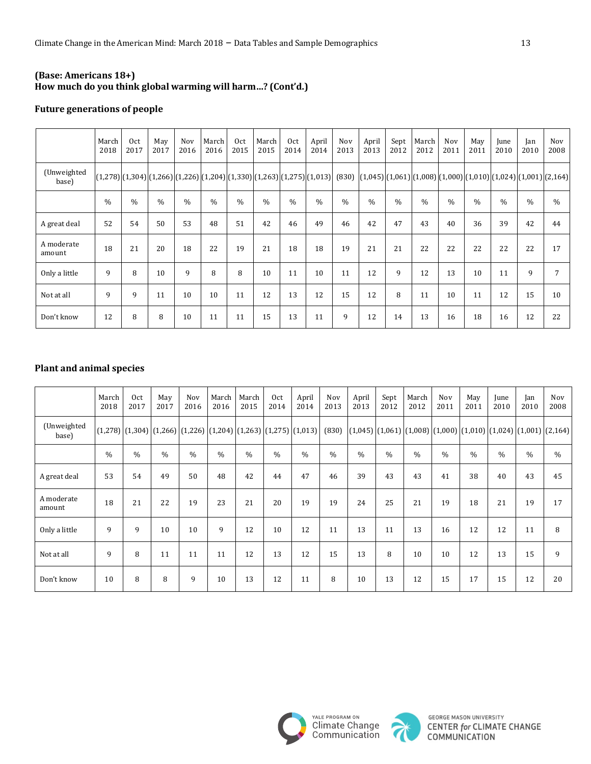**(Base: Americans 18+)**
**How much do you think global warming will harm…? (Cont'd.)**

**Future generations of people**

| | March 2018 | Oct 2017 | May 2017 | Nov 2016 | March 2016 | Oct 2015 | March 2015 | Oct 2014 | April 2014 | Nov 2013 | April 2013 | Sept 2012 | March 2012 | Nov 2011 | May 2011 | June 2010 | Jan 2010 | Nov 2008 |
|---|---|---|---|---|---|---|---|---|---|---|---|---|---|---|---|---|---|---|
| (Unweighted base) | (1,278) | (1,304) | (1,266) | (1,226) | (1,204) | (1,330) | (1,263) | (1,275) | (1,013) | (830) | (1,045) | (1,061) | (1,008) | (1,000) | (1,010) | (1,024) | (1,001) | (2,164) |
| | % | % | % | % | % | % | % | % | % | % | % | % | % | % | % | % | % | % |
| A great deal | 52 | 54 | 50 | 53 | 48 | 51 | 42 | 46 | 49 | 46 | 42 | 47 | 43 | 40 | 36 | 39 | 42 | 44 |
| A moderate amount | 18 | 21 | 20 | 18 | 22 | 19 | 21 | 18 | 18 | 19 | 21 | 21 | 22 | 22 | 22 | 22 | 22 | 17 |
| Only a little | 9 | 8 | 10 | 9 | 8 | 8 | 10 | 11 | 10 | 11 | 12 | 9 | 12 | 13 | 10 | 11 | 9 | 7 |
| Not at all | 9 | 9 | 11 | 10 | 10 | 11 | 12 | 13 | 12 | 15 | 12 | 8 | 11 | 10 | 11 | 12 | 15 | 10 |
| Don't know | 12 | 8 | 8 | 10 | 11 | 11 | 15 | 13 | 11 | 9 | 12 | 14 | 13 | 16 | 18 | 16 | 12 | 22 |

**Plant and animal species**

| | March 2018 | Oct 2017 | May 2017 | Nov 2016 | March 2016 | March 2015 | Oct 2014 | April 2014 | Nov 2013 | April 2013 | Sept 2012 | March 2012 | Nov 2011 | May 2011 | June 2010 | Jan 2010 | Nov 2008 |
|---|---|---|---|---|---|---|---|---|---|---|---|---|---|---|---|---|---|
| (Unweighted base) | (1,278) | (1,304) | (1,266) | (1,226) | (1,204) | (1,263) | (1,275) | (1,013) | (830) | (1,045) | (1,061) | (1,008) | (1,000) | (1,010) | (1,024) | (1,001) | (2,164) |
| | % | % | % | % | % | % | % | % | % | % | % | % | % | % | % | % | % |
| A great deal | 53 | 54 | 49 | 50 | 48 | 42 | 44 | 47 | 46 | 39 | 43 | 43 | 41 | 38 | 40 | 43 | 45 |
| A moderate amount | 18 | 21 | 22 | 19 | 23 | 21 | 20 | 19 | 19 | 24 | 25 | 21 | 19 | 18 | 21 | 19 | 17 |
| Only a little | 9 | 9 | 10 | 10 | 9 | 12 | 10 | 12 | 11 | 13 | 11 | 13 | 16 | 12 | 12 | 11 | 8 |
| Not at all | 9 | 8 | 11 | 11 | 11 | 12 | 13 | 12 | 15 | 13 | 8 | 10 | 10 | 12 | 13 | 15 | 9 |
| Don't know | 10 | 8 | 8 | 9 | 10 | 13 | 12 | 11 | 8 | 10 | 13 | 12 | 15 | 17 | 15 | 12 | 20 |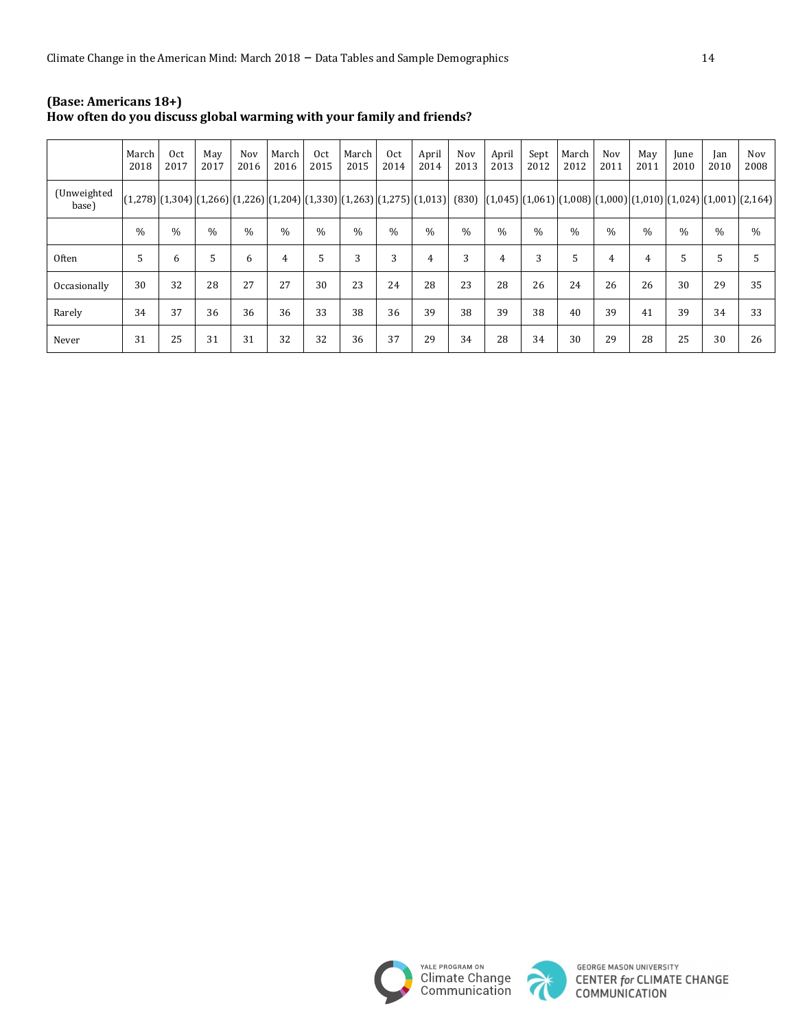**(Base: Americans 18+)**
**How often do you discuss global warming with your family and friends?**

| | March 2018 | Oct 2017 | May 2017 | Nov 2016 | March 2016 | Oct 2015 | March 2015 | Oct 2014 | April 2014 | Nov 2013 | April 2013 | Sept 2012 | March 2012 | Nov 2011 | May 2011 | June 2010 | Jan 2010 | Nov 2008 |
|---|---|---|---|---|---|---|---|---|---|---|---|---|---|---|---|---|---|---|
| (Unweighted base) | (1,278) | (1,304) | (1,266) | (1,226) | (1,204) | (1,330) | (1,263) | (1,275) | (1,013) | (830) | (1,045) | (1,061) | (1,008) | (1,000) | (1,010) | (1,024) | (1,001) | (2,164) |
| | % | % | % | % | % | % | % | % | % | % | % | % | % | % | % | % | % | % |
| Often | 5 | 6 | 5 | 6 | 4 | 5 | 3 | 3 | 4 | 3 | 4 | 3 | 5 | 4 | 4 | 5 | 5 | 5 |
| Occasionally | 30 | 32 | 28 | 27 | 27 | 30 | 23 | 24 | 28 | 23 | 28 | 26 | 24 | 26 | 26 | 30 | 29 | 35 |
| Rarely | 34 | 37 | 36 | 36 | 36 | 33 | 38 | 36 | 39 | 38 | 39 | 38 | 40 | 39 | 41 | 39 | 34 | 33 |
| Never | 31 | 25 | 31 | 31 | 32 | 32 | 36 | 37 | 29 | 34 | 28 | 34 | 30 | 29 | 28 | 25 | 30 | 26 |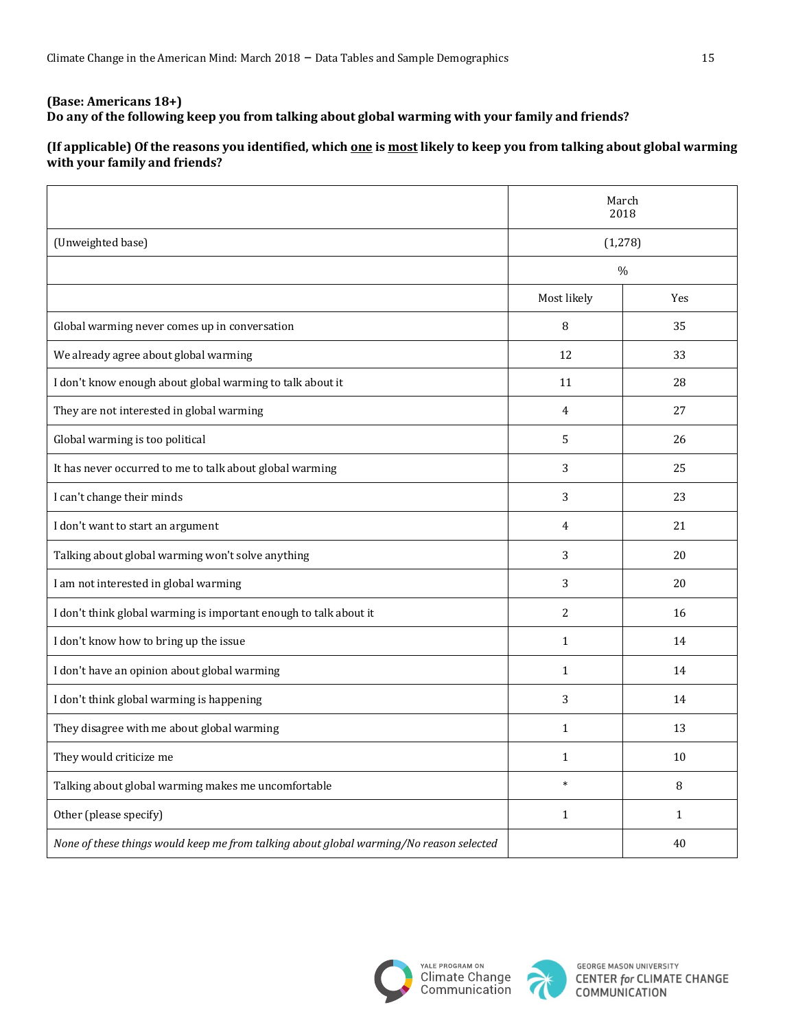**(Base: Americans 18+)**
**Do any of the following keep you from talking about global warming with your family and friends?**

**(If applicable) Of the reasons you identified, which <u>one</u> is <u>most</u> likely to keep you from talking about global warming with your family and friends?**

| | March 2018 | |
|---|---|---|
| (Unweighted base) | (1,278) | |
| | % | |
| | Most likely | Yes |
| Global warming never comes up in conversation | 8 | 35 |
| We already agree about global warming | 12 | 33 |
| I don't know enough about global warming to talk about it | 11 | 28 |
| They are not interested in global warming | 4 | 27 |
| Global warming is too political | 5 | 26 |
| It has never occurred to me to talk about global warming | 3 | 25 |
| I can't change their minds | 3 | 23 |
| I don't want to start an argument | 4 | 21 |
| Talking about global warming won't solve anything | 3 | 20 |
| I am not interested in global warming | 3 | 20 |
| I don't think global warming is important enough to talk about it | 2 | 16 |
| I don't know how to bring up the issue | 1 | 14 |
| I don't have an opinion about global warming | 1 | 14 |
| I don't think global warming is happening | 3 | 14 |
| They disagree with me about global warming | 1 | 13 |
| They would criticize me | 1 | 10 |
| Talking about global warming makes me uncomfortable | * | 8 |
| Other (please specify) | 1 | 1 |
| *None of these things would keep me from talking about global warming/No reason selected* | | 40 |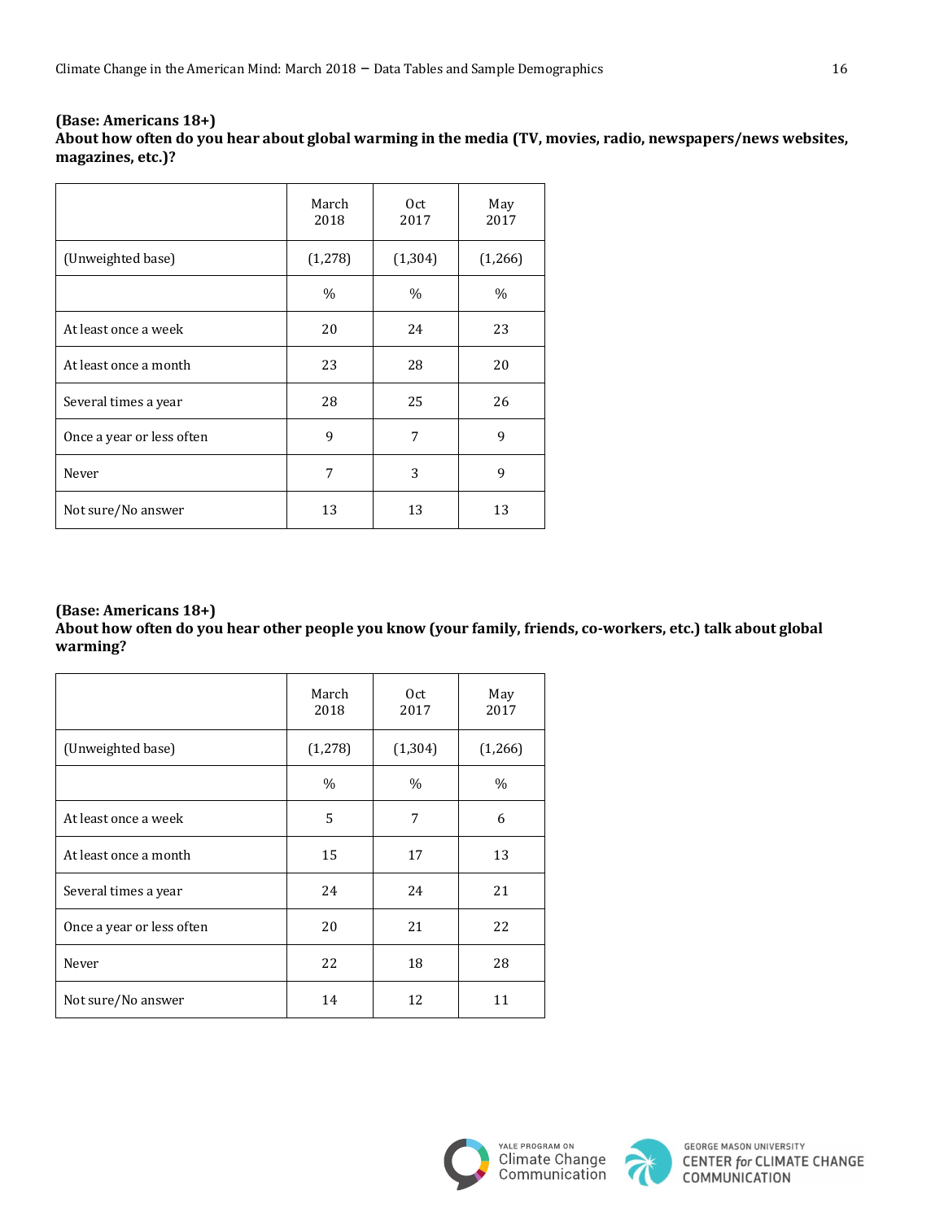**(Base: Americans 18+)**
**About how often do you hear about global warming in the media (TV, movies, radio, newspapers/news websites, magazines, etc.)?**

| | March 2018 | Oct 2017 | May 2017 |
|---|---|---|---|
| (Unweighted base) | (1,278) | (1,304) | (1,266) |
| | % | % | % |
| At least once a week | 20 | 24 | 23 |
| At least once a month | 23 | 28 | 20 |
| Several times a year | 28 | 25 | 26 |
| Once a year or less often | 9 | 7 | 9 |
| Never | 7 | 3 | 9 |
| Not sure/No answer | 13 | 13 | 13 |

**(Base: Americans 18+)**
**About how often do you hear other people you know (your family, friends, co-workers, etc.) talk about global warming?**

| | March 2018 | Oct 2017 | May 2017 |
|---|---|---|---|
| (Unweighted base) | (1,278) | (1,304) | (1,266) |
| | % | % | % |
| At least once a week | 5 | 7 | 6 |
| At least once a month | 15 | 17 | 13 |
| Several times a year | 24 | 24 | 21 |
| Once a year or less often | 20 | 21 | 22 |
| Never | 22 | 18 | 28 |
| Not sure/No answer | 14 | 12 | 11 |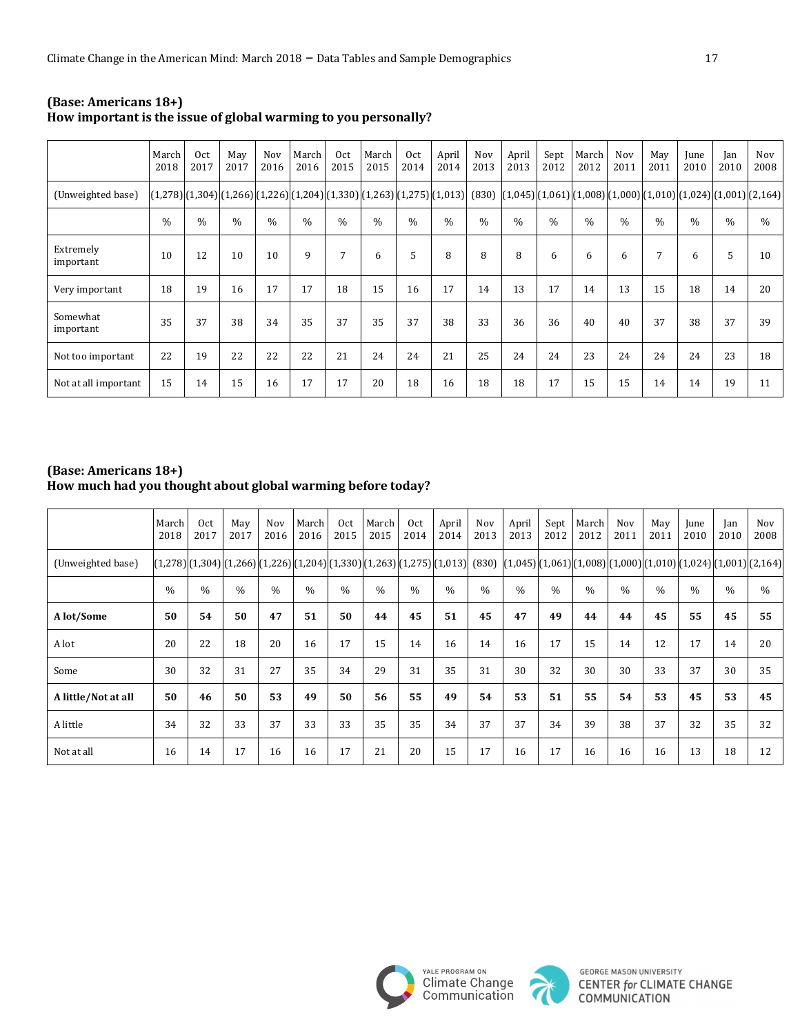**(Base: Americans 18+)**
**How important is the issue of global warming to you personally?**

| | March 2018 | Oct 2017 | May 2017 | Nov 2016 | March 2016 | Oct 2015 | March 2015 | Oct 2014 | April 2014 | Nov 2013 | April 2013 | Sept 2012 | March 2012 | Nov 2011 | May 2011 | June 2010 | Jan 2010 | Nov 2008 |
|---|---|---|---|---|---|---|---|---|---|---|---|---|---|---|---|---|---|---|
| (Unweighted base) | (1,278) | (1,304) | (1,266) | (1,226) | (1,204) | (1,330) | (1,263) | (1,275) | (1,013) | (830) | (1,045) | (1,061) | (1,008) | (1,000) | (1,010) | (1,024) | (1,001) | (2,164) |
| | % | % | % | % | % | % | % | % | % | % | % | % | % | % | % | % | % | % |
| Extremely important | 10 | 12 | 10 | 10 | 9 | 7 | 6 | 5 | 8 | 8 | 8 | 6 | 6 | 6 | 7 | 6 | 5 | 10 |
| Very important | 18 | 19 | 16 | 17 | 17 | 18 | 15 | 16 | 17 | 14 | 13 | 17 | 14 | 13 | 15 | 18 | 14 | 20 |
| Somewhat important | 35 | 37 | 38 | 34 | 35 | 37 | 35 | 37 | 38 | 33 | 36 | 36 | 40 | 40 | 37 | 38 | 37 | 39 |
| Not too important | 22 | 19 | 22 | 22 | 22 | 21 | 24 | 24 | 21 | 25 | 24 | 24 | 23 | 24 | 24 | 24 | 23 | 18 |
| Not at all important | 15 | 14 | 15 | 16 | 17 | 17 | 20 | 18 | 16 | 18 | 18 | 17 | 15 | 15 | 14 | 14 | 19 | 11 |

**(Base: Americans 18+)**
**How much had you thought about global warming before today?**

| | March 2018 | Oct 2017 | May 2017 | Nov 2016 | March 2016 | Oct 2015 | March 2015 | Oct 2014 | April 2014 | Nov 2013 | April 2013 | Sept 2012 | March 2012 | Nov 2011 | May 2011 | June 2010 | Jan 2010 | Nov 2008 |
|---|---|---|---|---|---|---|---|---|---|---|---|---|---|---|---|---|---|---|
| (Unweighted base) | (1,278) | (1,304) | (1,266) | (1,226) | (1,204) | (1,330) | (1,263) | (1,275) | (1,013) | (830) | (1,045) | (1,061) | (1,008) | (1,000) | (1,010) | (1,024) | (1,001) | (2,164) |
| | % | % | % | % | % | % | % | % | % | % | % | % | % | % | % | % | % | % |
| **A lot/Some** | **50** | **54** | **50** | **47** | **51** | **50** | **44** | **45** | **51** | **45** | **47** | **49** | **44** | **44** | **45** | **55** | **45** | **55** |
| A lot | 20 | 22 | 18 | 20 | 16 | 17 | 15 | 14 | 16 | 14 | 16 | 17 | 15 | 14 | 12 | 17 | 14 | 20 |
| Some | 30 | 32 | 31 | 27 | 35 | 34 | 29 | 31 | 35 | 31 | 30 | 32 | 30 | 30 | 33 | 37 | 30 | 35 |
| **A little/Not at all** | **50** | **46** | **50** | **53** | **49** | **50** | **56** | **55** | **49** | **54** | **53** | **51** | **55** | **54** | **53** | **45** | **53** | **45** |
| A little | 34 | 32 | 33 | 37 | 33 | 33 | 35 | 35 | 34 | 37 | 37 | 34 | 39 | 38 | 37 | 32 | 35 | 32 |
| Not at all | 16 | 14 | 17 | 16 | 16 | 17 | 21 | 20 | 15 | 17 | 16 | 17 | 16 | 16 | 16 | 13 | 18 | 12 |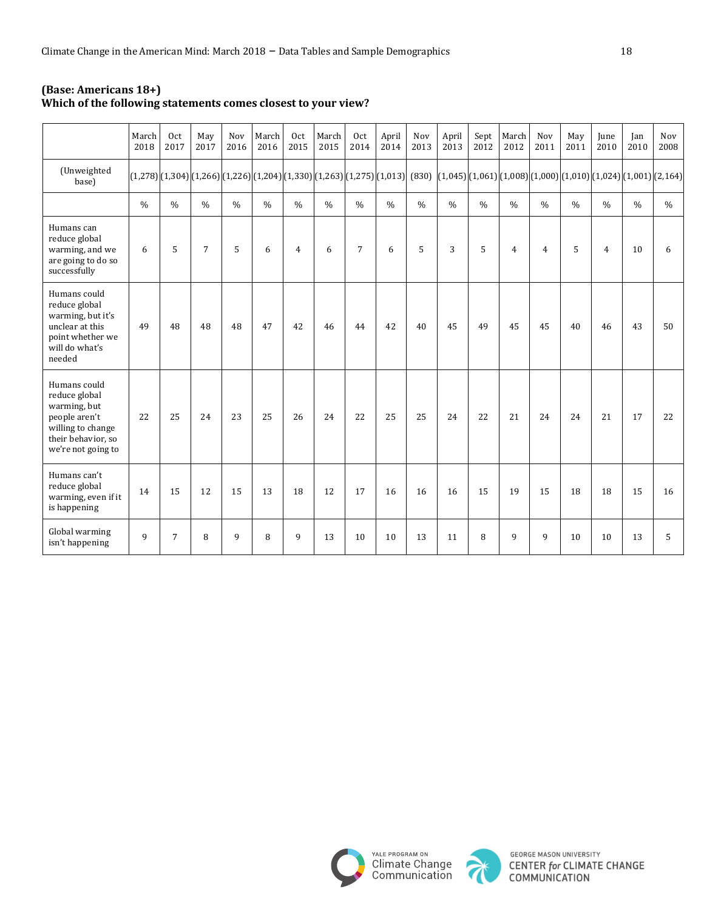**(Base: Americans 18+)**
**Which of the following statements comes closest to your view?**

| | March 2018 | Oct 2017 | May 2017 | Nov 2016 | March 2016 | Oct 2015 | March 2015 | Oct 2014 | April 2014 | Nov 2013 | April 2013 | Sept 2012 | March 2012 | Nov 2011 | May 2011 | June 2010 | Jan 2010 | Nov 2008 |
|---|---|---|---|---|---|---|---|---|---|---|---|---|---|---|---|---|---|---|
| (Unweighted base) | (1,278) | (1,304) | (1,266) | (1,226) | (1,204) | (1,330) | (1,263) | (1,275) | (1,013) | (830) | (1,045) | (1,061) | (1,008) | (1,000) | (1,010) | (1,024) | (1,001) | (2,164) |
| | % | % | % | % | % | % | % | % | % | % | % | % | % | % | % | % | % | % |
| Humans can reduce global warming, and we are going to do so successfully | 6 | 5 | 7 | 5 | 6 | 4 | 6 | 7 | 6 | 5 | 3 | 5 | 4 | 4 | 5 | 4 | 10 | 6 |
| Humans could reduce global warming, but it's unclear at this point whether we will do what's needed | 49 | 48 | 48 | 48 | 47 | 42 | 46 | 44 | 42 | 40 | 45 | 49 | 45 | 45 | 40 | 46 | 43 | 50 |
| Humans could reduce global warming, but people aren't willing to change their behavior, so we're not going to | 22 | 25 | 24 | 23 | 25 | 26 | 24 | 22 | 25 | 25 | 24 | 22 | 21 | 24 | 24 | 21 | 17 | 22 |
| Humans can't reduce global warming, even if it is happening | 14 | 15 | 12 | 15 | 13 | 18 | 12 | 17 | 16 | 16 | 16 | 15 | 19 | 15 | 18 | 18 | 15 | 16 |
| Global warming isn't happening | 9 | 7 | 8 | 9 | 8 | 9 | 13 | 10 | 10 | 13 | 11 | 8 | 9 | 9 | 10 | 10 | 13 | 5 |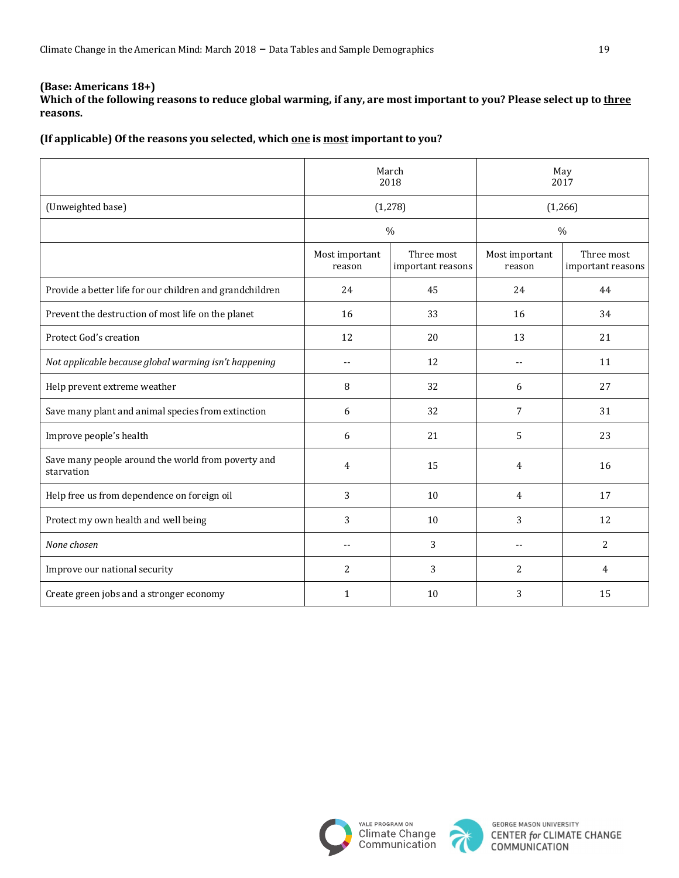**(Base: Americans 18+)**

**Which of the following reasons to reduce global warming, if any, are most important to you? Please select up to <u>three</u> reasons.**

**(If applicable) Of the reasons you selected, which <u>one</u> is <u>most</u> important to you?**

| | March 2018 | | May 2017 | |
|---|---|---|---|---|
| (Unweighted base) | (1,278) | | (1,266) | |
| | % | | % | |
| | Most important reason | Three most important reasons | Most important reason | Three most important reasons |
| Provide a better life for our children and grandchildren | 24 | 45 | 24 | 44 |
| Prevent the destruction of most life on the planet | 16 | 33 | 16 | 34 |
| Protect God's creation | 12 | 20 | 13 | 21 |
| *Not applicable because global warming isn't happening* | -- | 12 | -- | 11 |
| Help prevent extreme weather | 8 | 32 | 6 | 27 |
| Save many plant and animal species from extinction | 6 | 32 | 7 | 31 |
| Improve people's health | 6 | 21 | 5 | 23 |
| Save many people around the world from poverty and starvation | 4 | 15 | 4 | 16 |
| Help free us from dependence on foreign oil | 3 | 10 | 4 | 17 |
| Protect my own health and well being | 3 | 10 | 3 | 12 |
| *None chosen* | -- | 3 | -- | 2 |
| Improve our national security | 2 | 3 | 2 | 4 |
| Create green jobs and a stronger economy | 1 | 10 | 3 | 15 |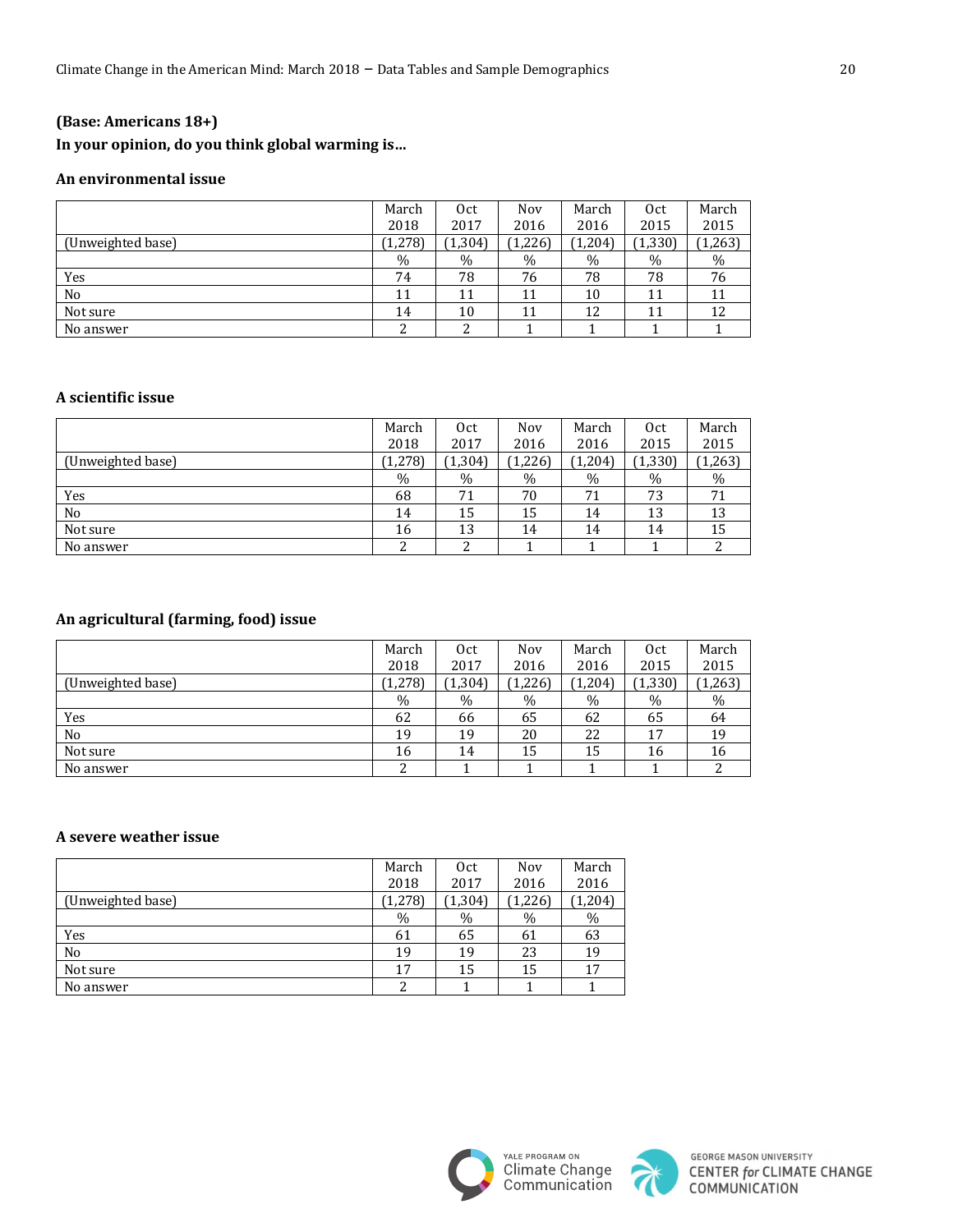**(Base: Americans 18+)**

**In your opinion, do you think global warming is...**

**An environmental issue**

| | March 2018 | Oct 2017 | Nov 2016 | March 2016 | Oct 2015 | March 2015 |
|---|---|---|---|---|---|---|
| (Unweighted base) | (1,278) | (1,304) | (1,226) | (1,204) | (1,330) | (1,263) |
| | % | % | % | % | % | % |
| Yes | 74 | 78 | 76 | 78 | 78 | 76 |
| No | 11 | 11 | 11 | 10 | 11 | 11 |
| Not sure | 14 | 10 | 11 | 12 | 11 | 12 |
| No answer | 2 | 2 | 1 | 1 | 1 | 1 |

**A scientific issue**

| | March 2018 | Oct 2017 | Nov 2016 | March 2016 | Oct 2015 | March 2015 |
|---|---|---|---|---|---|---|
| (Unweighted base) | (1,278) | (1,304) | (1,226) | (1,204) | (1,330) | (1,263) |
| | % | % | % | % | % | % |
| Yes | 68 | 71 | 70 | 71 | 73 | 71 |
| No | 14 | 15 | 15 | 14 | 13 | 13 |
| Not sure | 16 | 13 | 14 | 14 | 14 | 15 |
| No answer | 2 | 2 | 1 | 1 | 1 | 2 |

**An agricultural (farming, food) issue**

| | March 2018 | Oct 2017 | Nov 2016 | March 2016 | Oct 2015 | March 2015 |
|---|---|---|---|---|---|---|
| (Unweighted base) | (1,278) | (1,304) | (1,226) | (1,204) | (1,330) | (1,263) |
| | % | % | % | % | % | % |
| Yes | 62 | 66 | 65 | 62 | 65 | 64 |
| No | 19 | 19 | 20 | 22 | 17 | 19 |
| Not sure | 16 | 14 | 15 | 15 | 16 | 16 |
| No answer | 2 | 1 | 1 | 1 | 1 | 2 |

**A severe weather issue**

| | March 2018 | Oct 2017 | Nov 2016 | March 2016 |
|---|---|---|---|---|
| (Unweighted base) | (1,278) | (1,304) | (1,226) | (1,204) |
| | % | % | % | % |
| Yes | 61 | 65 | 61 | 63 |
| No | 19 | 19 | 23 | 19 |
| Not sure | 17 | 15 | 15 | 17 |
| No answer | 2 | 1 | 1 | 1 |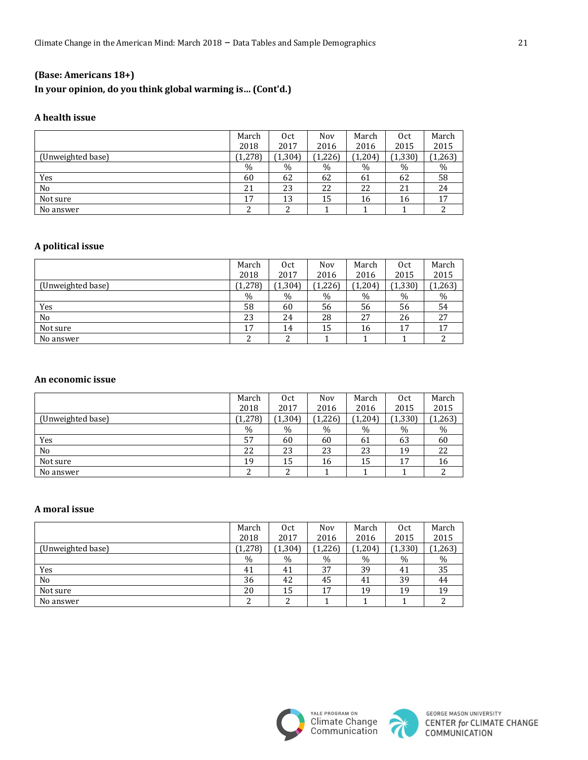**(Base: Americans 18+)**

**In your opinion, do you think global warming is… (Cont'd.)**

**A health issue**

| | March 2018 | Oct 2017 | Nov 2016 | March 2016 | Oct 2015 | March 2015 |
|---|---|---|---|---|---|---|
| (Unweighted base) | (1,278) | (1,304) | (1,226) | (1,204) | (1,330) | (1,263) |
| | % | % | % | % | % | % |
| Yes | 60 | 62 | 62 | 61 | 62 | 58 |
| No | 21 | 23 | 22 | 22 | 21 | 24 |
| Not sure | 17 | 13 | 15 | 16 | 16 | 17 |
| No answer | 2 | 2 | 1 | 1 | 1 | 2 |

**A political issue**

| | March 2018 | Oct 2017 | Nov 2016 | March 2016 | Oct 2015 | March 2015 |
|---|---|---|---|---|---|---|
| (Unweighted base) | (1,278) | (1,304) | (1,226) | (1,204) | (1,330) | (1,263) |
| | % | % | % | % | % | % |
| Yes | 58 | 60 | 56 | 56 | 56 | 54 |
| No | 23 | 24 | 28 | 27 | 26 | 27 |
| Not sure | 17 | 14 | 15 | 16 | 17 | 17 |
| No answer | 2 | 2 | 1 | 1 | 1 | 2 |

**An economic issue**

| | March 2018 | Oct 2017 | Nov 2016 | March 2016 | Oct 2015 | March 2015 |
|---|---|---|---|---|---|---|
| (Unweighted base) | (1,278) | (1,304) | (1,226) | (1,204) | (1,330) | (1,263) |
| | % | % | % | % | % | % |
| Yes | 57 | 60 | 60 | 61 | 63 | 60 |
| No | 22 | 23 | 23 | 23 | 19 | 22 |
| Not sure | 19 | 15 | 16 | 15 | 17 | 16 |
| No answer | 2 | 2 | 1 | 1 | 1 | 2 |

**A moral issue**

| | March 2018 | Oct 2017 | Nov 2016 | March 2016 | Oct 2015 | March 2015 |
|---|---|---|---|---|---|---|
| (Unweighted base) | (1,278) | (1,304) | (1,226) | (1,204) | (1,330) | (1,263) |
| | % | % | % | % | % | % |
| Yes | 41 | 41 | 37 | 39 | 41 | 35 |
| No | 36 | 42 | 45 | 41 | 39 | 44 |
| Not sure | 20 | 15 | 17 | 19 | 19 | 19 |
| No answer | 2 | 2 | 1 | 1 | 1 | 2 |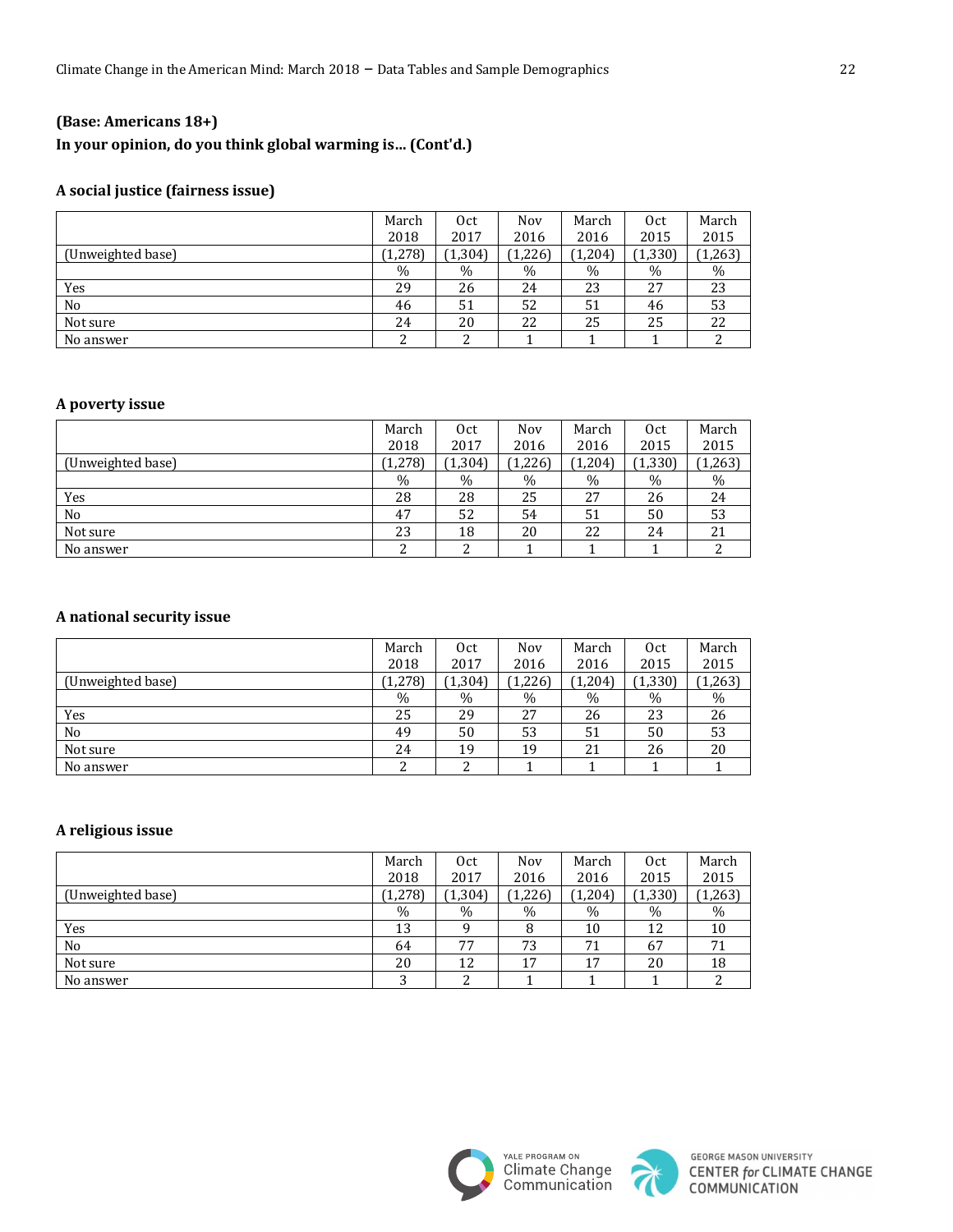**(Base: Americans 18+)**

**In your opinion, do you think global warming is... (Cont'd.)**

**A social justice (fairness issue)**

| | March 2018 | Oct 2017 | Nov 2016 | March 2016 | Oct 2015 | March 2015 |
|---|---|---|---|---|---|---|
| (Unweighted base) | (1,278) | (1,304) | (1,226) | (1,204) | (1,330) | (1,263) |
| | % | % | % | % | % | % |
| Yes | 29 | 26 | 24 | 23 | 27 | 23 |
| No | 46 | 51 | 52 | 51 | 46 | 53 |
| Not sure | 24 | 20 | 22 | 25 | 25 | 22 |
| No answer | 2 | 2 | 1 | 1 | 1 | 2 |

**A poverty issue**

| | March 2018 | Oct 2017 | Nov 2016 | March 2016 | Oct 2015 | March 2015 |
|---|---|---|---|---|---|---|
| (Unweighted base) | (1,278) | (1,304) | (1,226) | (1,204) | (1,330) | (1,263) |
| | % | % | % | % | % | % |
| Yes | 28 | 28 | 25 | 27 | 26 | 24 |
| No | 47 | 52 | 54 | 51 | 50 | 53 |
| Not sure | 23 | 18 | 20 | 22 | 24 | 21 |
| No answer | 2 | 2 | 1 | 1 | 1 | 2 |

**A national security issue**

| | March 2018 | Oct 2017 | Nov 2016 | March 2016 | Oct 2015 | March 2015 |
|---|---|---|---|---|---|---|
| (Unweighted base) | (1,278) | (1,304) | (1,226) | (1,204) | (1,330) | (1,263) |
| | % | % | % | % | % | % |
| Yes | 25 | 29 | 27 | 26 | 23 | 26 |
| No | 49 | 50 | 53 | 51 | 50 | 53 |
| Not sure | 24 | 19 | 19 | 21 | 26 | 20 |
| No answer | 2 | 2 | 1 | 1 | 1 | 1 |

**A religious issue**

| | March 2018 | Oct 2017 | Nov 2016 | March 2016 | Oct 2015 | March 2015 |
|---|---|---|---|---|---|---|
| (Unweighted base) | (1,278) | (1,304) | (1,226) | (1,204) | (1,330) | (1,263) |
| | % | % | % | % | % | % |
| Yes | 13 | 9 | 8 | 10 | 12 | 10 |
| No | 64 | 77 | 73 | 71 | 67 | 71 |
| Not sure | 20 | 12 | 17 | 17 | 20 | 18 |
| No answer | 3 | 2 | 1 | 1 | 1 | 2 |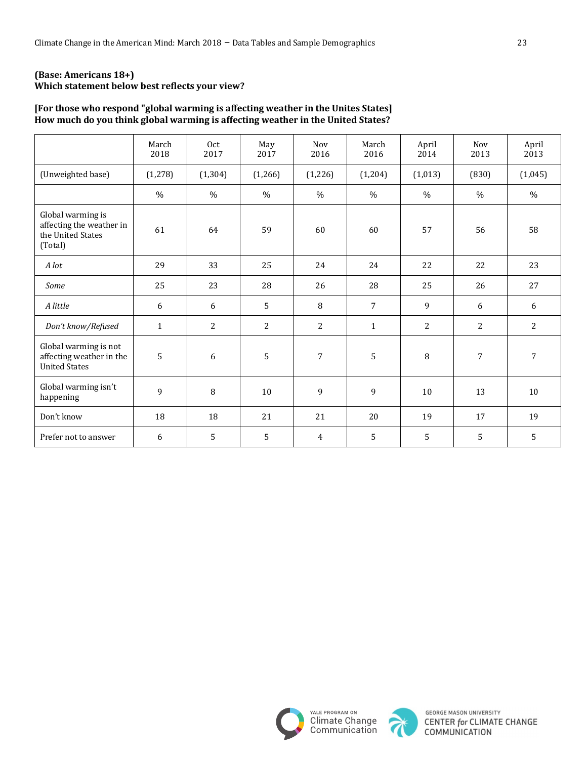**(Base: Americans 18+)**
**Which statement below best reflects your view?**

**[For those who respond "global warming is affecting weather in the Unites States]**
**How much do you think global warming is affecting weather in the United States?**

| | March 2018 | Oct 2017 | May 2017 | Nov 2016 | March 2016 | April 2014 | Nov 2013 | April 2013 |
|---|---|---|---|---|---|---|---|---|
| (Unweighted base) | (1,278) | (1,304) | (1,266) | (1,226) | (1,204) | (1,013) | (830) | (1,045) |
| | % | % | % | % | % | % | % | % |
| Global warming is affecting the weather in the United States (Total) | 61 | 64 | 59 | 60 | 60 | 57 | 56 | 58 |
| *A lot* | 29 | 33 | 25 | 24 | 24 | 22 | 22 | 23 |
| *Some* | 25 | 23 | 28 | 26 | 28 | 25 | 26 | 27 |
| *A little* | 6 | 6 | 5 | 8 | 7 | 9 | 6 | 6 |
| *Don't know/Refused* | 1 | 2 | 2 | 2 | 1 | 2 | 2 | 2 |
| Global warming is not affecting weather in the United States | 5 | 6 | 5 | 7 | 5 | 8 | 7 | 7 |
| Global warming isn't happening | 9 | 8 | 10 | 9 | 9 | 10 | 13 | 10 |
| Don't know | 18 | 18 | 21 | 21 | 20 | 19 | 17 | 19 |
| Prefer not to answer | 6 | 5 | 5 | 4 | 5 | 5 | 5 | 5 |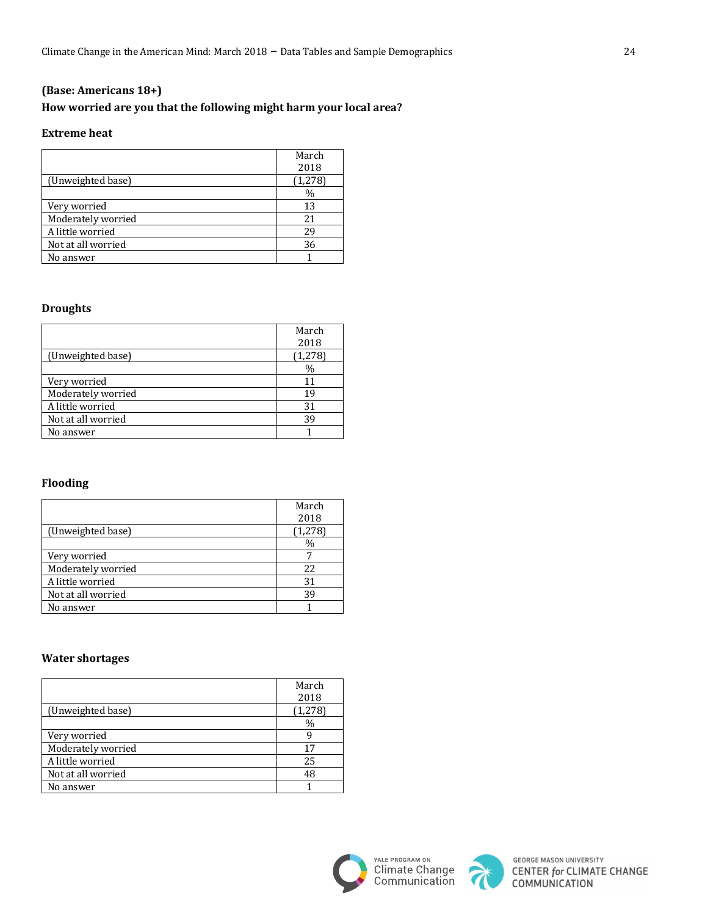**(Base: Americans 18+)**

**How worried are you that the following might harm your local area?**

**Extreme heat**

| | March 2018 |
|---|---|
| (Unweighted base) | (1,278) |
| | % |
| Very worried | 13 |
| Moderately worried | 21 |
| A little worried | 29 |
| Not at all worried | 36 |
| No answer | 1 |

**Droughts**

| | March 2018 |
|---|---|
| (Unweighted base) | (1,278) |
| | % |
| Very worried | 11 |
| Moderately worried | 19 |
| A little worried | 31 |
| Not at all worried | 39 |
| No answer | 1 |

**Flooding**

| | March 2018 |
|---|---|
| (Unweighted base) | (1,278) |
| | % |
| Very worried | 7 |
| Moderately worried | 22 |
| A little worried | 31 |
| Not at all worried | 39 |
| No answer | 1 |

**Water shortages**

| | March 2018 |
|---|---|
| (Unweighted base) | (1,278) |
| | % |
| Very worried | 9 |
| Moderately worried | 17 |
| A little worried | 25 |
| Not at all worried | 48 |
| No answer | 1 |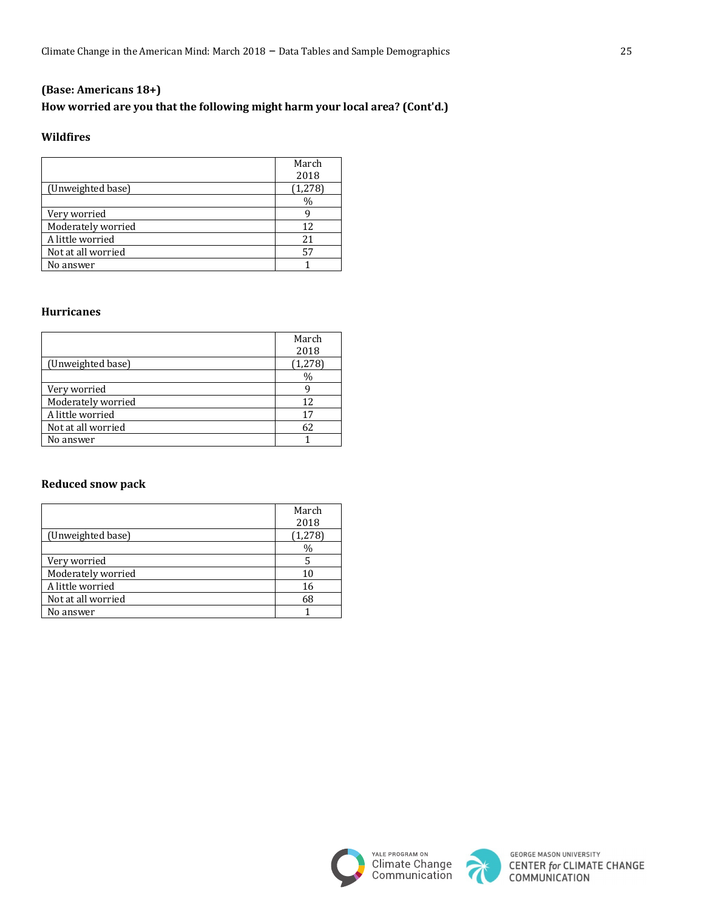**(Base: Americans 18+)**

**How worried are you that the following might harm your local area? (Cont'd.)**

**Wildfires**

| | March 2018 |
|---|---|
| (Unweighted base) | (1,278) |
| | % |
| Very worried | 9 |
| Moderately worried | 12 |
| A little worried | 21 |
| Not at all worried | 57 |
| No answer | 1 |

**Hurricanes**

| | March 2018 |
|---|---|
| (Unweighted base) | (1,278) |
| | % |
| Very worried | 9 |
| Moderately worried | 12 |
| A little worried | 17 |
| Not at all worried | 62 |
| No answer | 1 |

**Reduced snow pack**

| | March 2018 |
|---|---|
| (Unweighted base) | (1,278) |
| | % |
| Very worried | 5 |
| Moderately worried | 10 |
| A little worried | 16 |
| Not at all worried | 68 |
| No answer | 1 |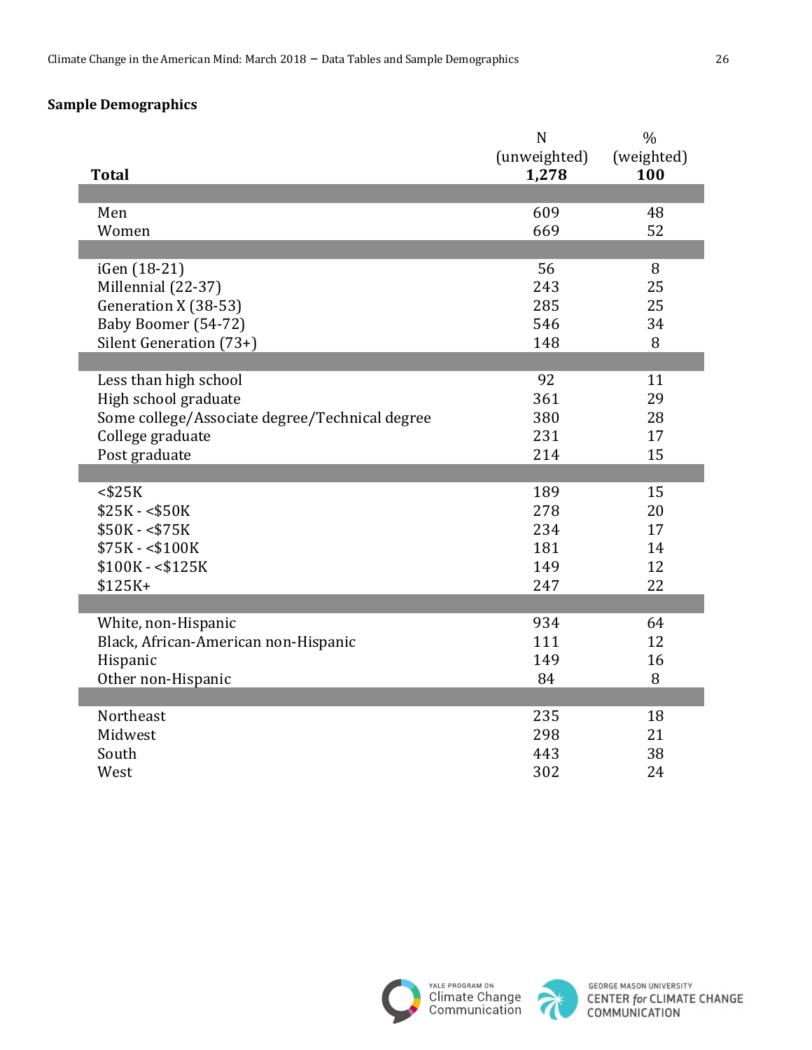**Sample Demographics**

| Total | N (unweighted) **1,278** | % (weighted) **100** |
|---|---|---|
| Men | 609 | 48 |
| Women | 669 | 52 |
| | | |
| iGen (18-21) | 56 | 8 |
| Millennial (22-37) | 243 | 25 |
| Generation X (38-53) | 285 | 25 |
| Baby Boomer (54-72) | 546 | 34 |
| Silent Generation (73+) | 148 | 8 |
| | | |
| Less than high school | 92 | 11 |
| High school graduate | 361 | 29 |
| Some college/Associate degree/Technical degree | 380 | 28 |
| College graduate | 231 | 17 |
| Post graduate | 214 | 15 |
| | | |
| <$25K | 189 | 15 |
| $25K - <$50K | 278 | 20 |
| $50K - <$75K | 234 | 17 |
| $75K - <$100K | 181 | 14 |
| $100K - <$125K | 149 | 12 |
| $125K+ | 247 | 22 |
| | | |
| White, non-Hispanic | 934 | 64 |
| Black, African-American non-Hispanic | 111 | 12 |
| Hispanic | 149 | 16 |
| Other non-Hispanic | 84 | 8 |
| | | |
| Northeast | 235 | 18 |
| Midwest | 298 | 21 |
| South | 443 | 38 |
| West | 302 | 24 |

YALE PROGRAM ON Climate Change Communication

GEORGE MASON UNIVERSITY CENTER *for* CLIMATE CHANGE COMMUNICATION